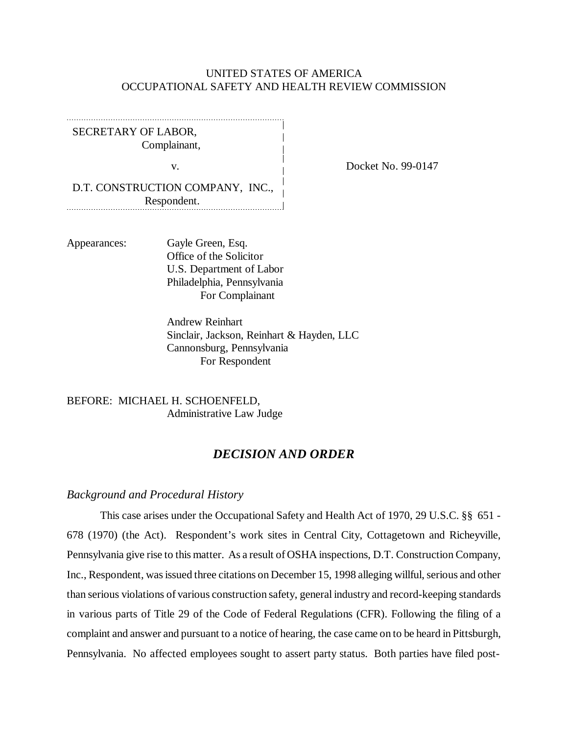UNITED STATES OF AMERICA
OCCUPATIONAL SAFETY AND HEALTH REVIEW COMMISSION

SECRETARY OF LABOR,
Complainant,

v.

D.T. CONSTRUCTION COMPANY, INC.,
Respondent.

Docket No. 99-0147

Appearances: Gayle Green, Esq.
Office of the Solicitor
U.S. Department of Labor
Philadelphia, Pennsylvania
For Complainant

Andrew Reinhart
Sinclair, Jackson, Reinhart & Hayden, LLC
Cannonsburg, Pennsylvania
For Respondent

BEFORE: MICHAEL H. SCHOENFELD,
Administrative Law Judge

## *DECISION AND ORDER*

### *Background and Procedural History*

This case arises under the Occupational Safety and Health Act of 1970, 29 U.S.C. §§ 651 - 678 (1970) (the Act). Respondent's work sites in Central City, Cottagetown and Richeyville, Pennsylvania give rise to this matter. As a result of OSHA inspections, D.T. Construction Company, Inc., Respondent, was issued three citations on December 15, 1998 alleging willful, serious and other than serious violations of various construction safety, general industry and record-keeping standards in various parts of Title 29 of the Code of Federal Regulations (CFR). Following the filing of a complaint and answer and pursuant to a notice of hearing, the case came on to be heard in Pittsburgh, Pennsylvania. No affected employees sought to assert party status. Both parties have filed post-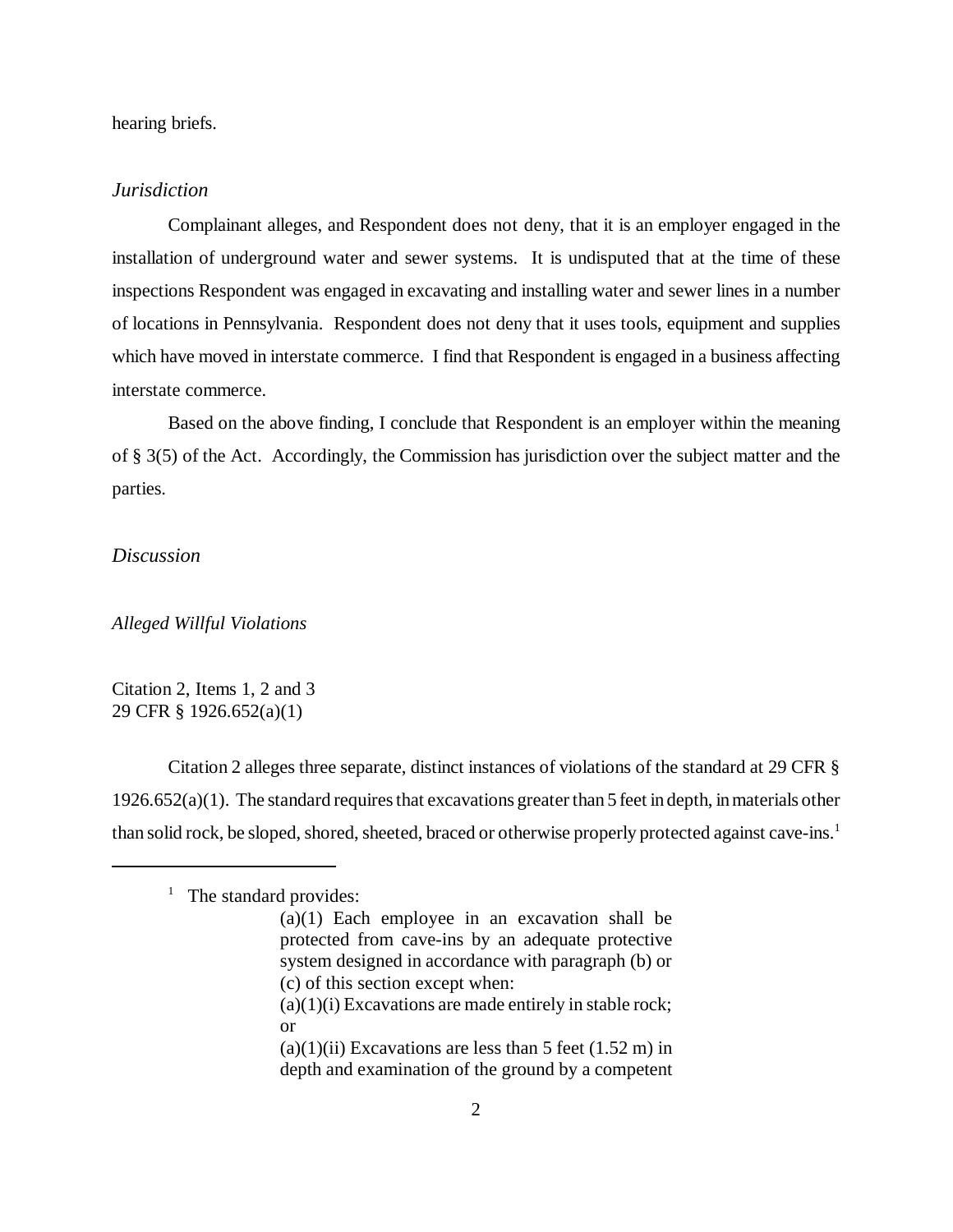hearing briefs.

*Jurisdiction*

Complainant alleges, and Respondent does not deny, that it is an employer engaged in the installation of underground water and sewer systems. It is undisputed that at the time of these inspections Respondent was engaged in excavating and installing water and sewer lines in a number of locations in Pennsylvania. Respondent does not deny that it uses tools, equipment and supplies which have moved in interstate commerce. I find that Respondent is engaged in a business affecting interstate commerce.

Based on the above finding, I conclude that Respondent is an employer within the meaning of § 3(5) of the Act. Accordingly, the Commission has jurisdiction over the subject matter and the parties.

*Discussion*

*Alleged Willful Violations*

Citation 2, Items 1, 2 and 3
29 CFR § 1926.652(a)(1)

Citation 2 alleges three separate, distinct instances of violations of the standard at 29 CFR § 1926.652(a)(1). The standard requires that excavations greater than 5 feet in depth, in materials other than solid rock, be sloped, shored, sheeted, braced or otherwise properly protected against cave-ins.[1]

---

[1] The standard provides:

> (a)(1) Each employee in an excavation shall be protected from cave-ins by an adequate protective system designed in accordance with paragraph (b) or (c) of this section except when:
>
> (a)(1)(i) Excavations are made entirely in stable rock; or
>
> (a)(1)(ii) Excavations are less than 5 feet (1.52 m) in depth and examination of the ground by a competent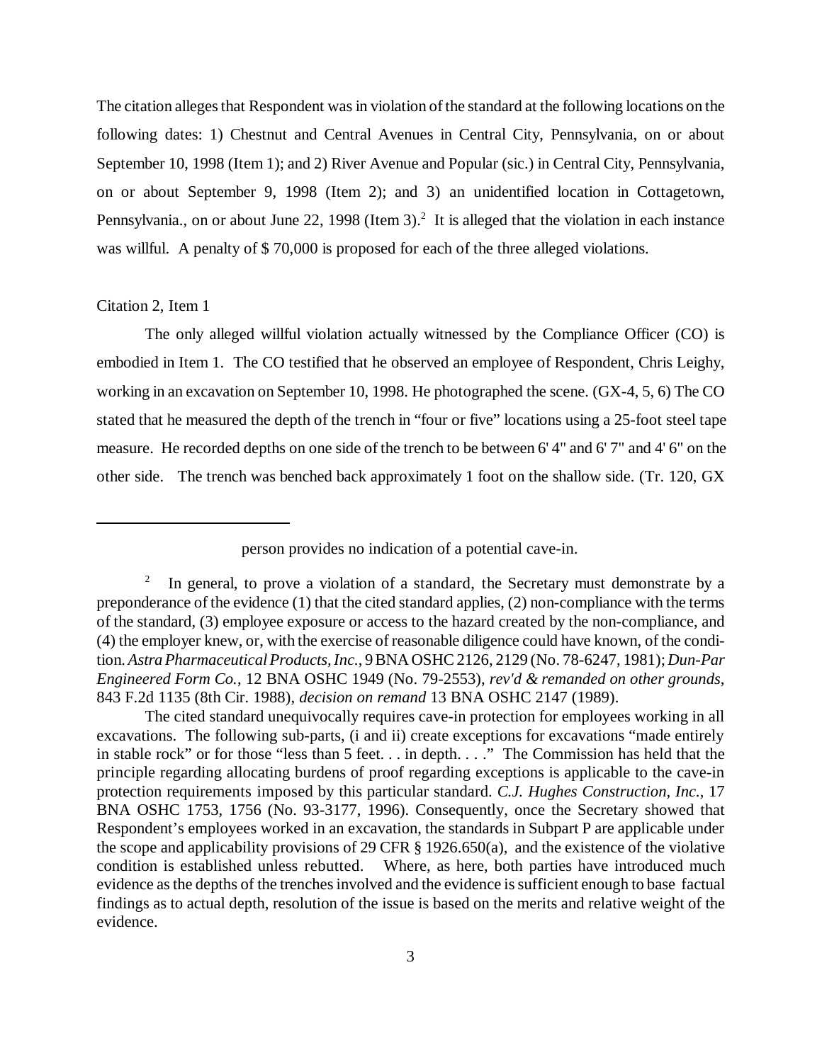The citation alleges that Respondent was in violation of the standard at the following locations on the following dates: 1) Chestnut and Central Avenues in Central City, Pennsylvania, on or about September 10, 1998 (Item 1); and 2) River Avenue and Popular (sic.) in Central City, Pennsylvania, on or about September 9, 1998 (Item 2); and 3) an unidentified location in Cottagetown, Pennsylvania., on or about June 22, 1998 (Item 3).[2] It is alleged that the violation in each instance was willful. A penalty of $ 70,000 is proposed for each of the three alleged violations.

Citation 2, Item 1

The only alleged willful violation actually witnessed by the Compliance Officer (CO) is embodied in Item 1. The CO testified that he observed an employee of Respondent, Chris Leighy, working in an excavation on September 10, 1998. He photographed the scene. (GX-4, 5, 6) The CO stated that he measured the depth of the trench in "four or five" locations using a 25-foot steel tape measure. He recorded depths on one side of the trench to be between 6' 4" and 6' 7" and 4' 6" on the other side. The trench was benched back approximately 1 foot on the shallow side. (Tr. 120, GX

---

person provides no indication of a potential cave-in.

[2] In general, to prove a violation of a standard, the Secretary must demonstrate by a preponderance of the evidence (1) that the cited standard applies, (2) non-compliance with the terms of the standard, (3) employee exposure or access to the hazard created by the non-compliance, and (4) the employer knew, or, with the exercise of reasonable diligence could have known, of the condition. *Astra Pharmaceutical Products, Inc.*, 9 BNA OSHC 2126, 2129 (No. 78-6247, 1981); *Dun-Par Engineered Form Co.*, 12 BNA OSHC 1949 (No. 79-2553), *rev'd & remanded on other grounds*, 843 F.2d 1135 (8th Cir. 1988), *decision on remand* 13 BNA OSHC 2147 (1989).

The cited standard unequivocally requires cave-in protection for employees working in all excavations. The following sub-parts, (i and ii) create exceptions for excavations "made entirely in stable rock" or for those "less than 5 feet. . . in depth. . . ." The Commission has held that the principle regarding allocating burdens of proof regarding exceptions is applicable to the cave-in protection requirements imposed by this particular standard. *C.J. Hughes Construction, Inc.*, 17 BNA OSHC 1753, 1756 (No. 93-3177, 1996). Consequently, once the Secretary showed that Respondent's employees worked in an excavation, the standards in Subpart P are applicable under the scope and applicability provisions of 29 CFR § 1926.650(a), and the existence of the violative condition is established unless rebutted. Where, as here, both parties have introduced much evidence as the depths of the trenches involved and the evidence is sufficient enough to base factual findings as to actual depth, resolution of the issue is based on the merits and relative weight of the evidence.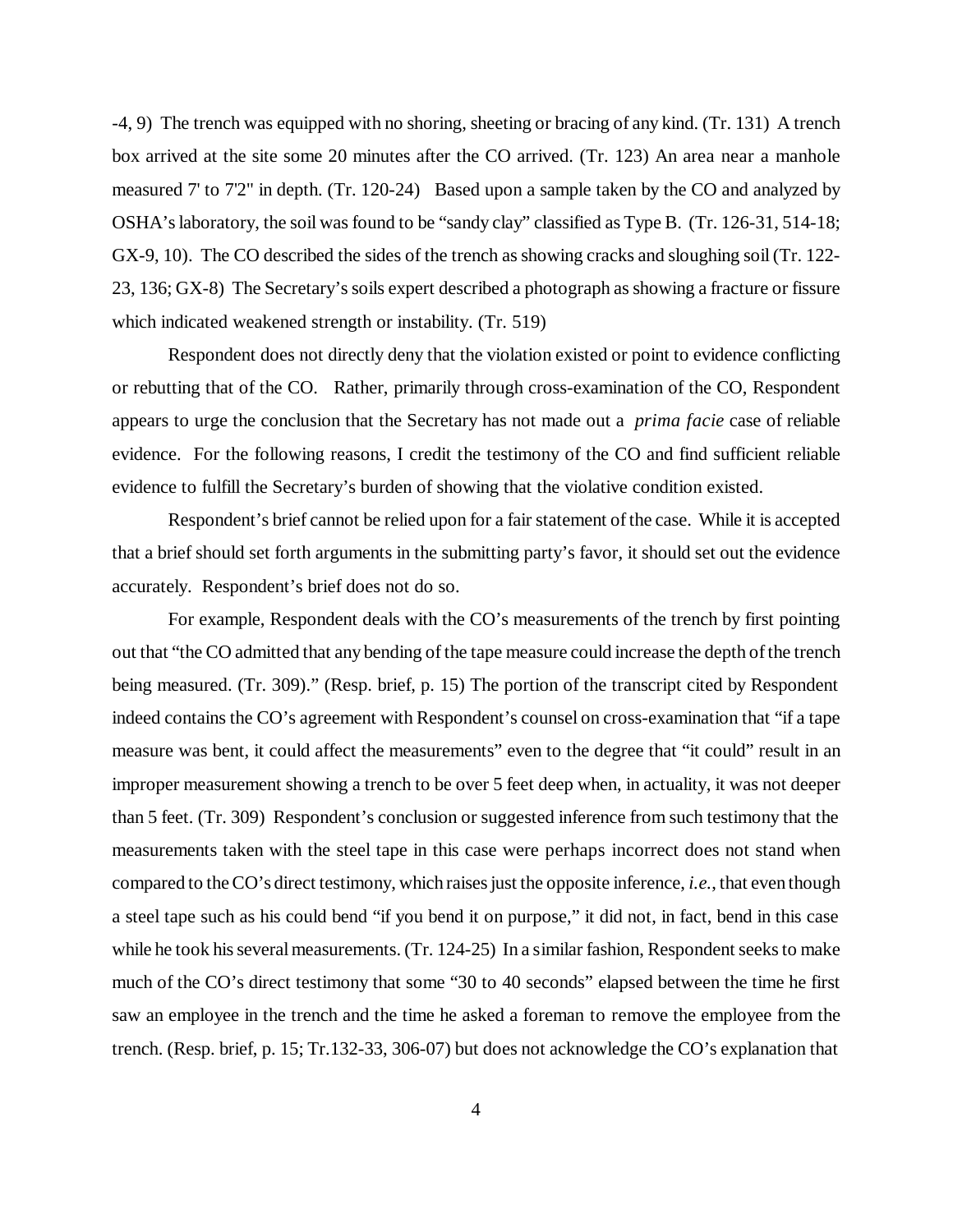-4, 9) The trench was equipped with no shoring, sheeting or bracing of any kind. (Tr. 131) A trench box arrived at the site some 20 minutes after the CO arrived. (Tr. 123) An area near a manhole measured 7' to 7'2" in depth. (Tr. 120-24) Based upon a sample taken by the CO and analyzed by OSHA's laboratory, the soil was found to be "sandy clay" classified as Type B. (Tr. 126-31, 514-18; GX-9, 10). The CO described the sides of the trench as showing cracks and sloughing soil (Tr. 122-23, 136; GX-8) The Secretary's soils expert described a photograph as showing a fracture or fissure which indicated weakened strength or instability. (Tr. 519)

Respondent does not directly deny that the violation existed or point to evidence conflicting or rebutting that of the CO. Rather, primarily through cross-examination of the CO, Respondent appears to urge the conclusion that the Secretary has not made out a *prima facie* case of reliable evidence. For the following reasons, I credit the testimony of the CO and find sufficient reliable evidence to fulfill the Secretary's burden of showing that the violative condition existed.

Respondent's brief cannot be relied upon for a fair statement of the case. While it is accepted that a brief should set forth arguments in the submitting party's favor, it should set out the evidence accurately. Respondent's brief does not do so.

For example, Respondent deals with the CO's measurements of the trench by first pointing out that "the CO admitted that any bending of the tape measure could increase the depth of the trench being measured. (Tr. 309)." (Resp. brief, p. 15) The portion of the transcript cited by Respondent indeed contains the CO's agreement with Respondent's counsel on cross-examination that "if a tape measure was bent, it could affect the measurements" even to the degree that "it could" result in an improper measurement showing a trench to be over 5 feet deep when, in actuality, it was not deeper than 5 feet. (Tr. 309) Respondent's conclusion or suggested inference from such testimony that the measurements taken with the steel tape in this case were perhaps incorrect does not stand when compared to the CO's direct testimony, which raises just the opposite inference, *i.e.*, that even though a steel tape such as his could bend "if you bend it on purpose," it did not, in fact, bend in this case while he took his several measurements. (Tr. 124-25) In a similar fashion, Respondent seeks to make much of the CO's direct testimony that some "30 to 40 seconds" elapsed between the time he first saw an employee in the trench and the time he asked a foreman to remove the employee from the trench. (Resp. brief, p. 15; Tr.132-33, 306-07) but does not acknowledge the CO's explanation that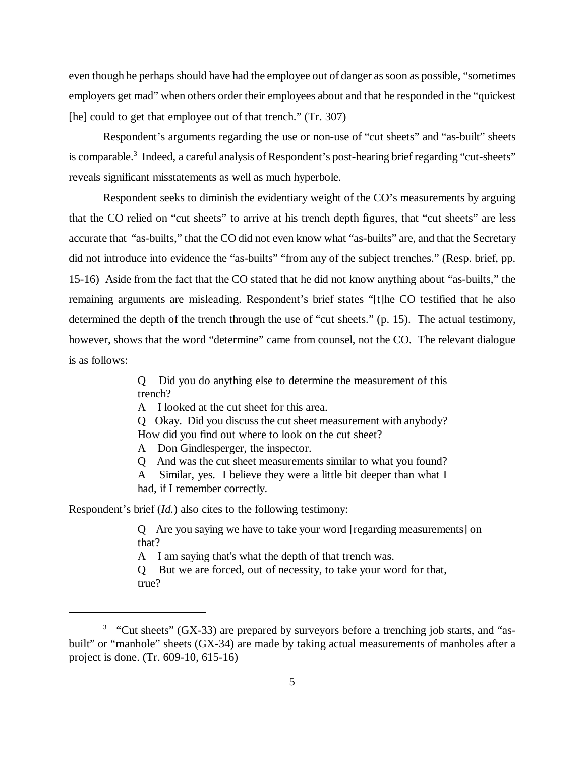even though he perhaps should have had the employee out of danger as soon as possible, "sometimes employers get mad" when others order their employees about and that he responded in the "quickest [he] could to get that employee out of that trench." (Tr. 307)

Respondent's arguments regarding the use or non-use of "cut sheets" and "as-built" sheets is comparable.[3] Indeed, a careful analysis of Respondent's post-hearing brief regarding "cut-sheets" reveals significant misstatements as well as much hyperbole.

Respondent seeks to diminish the evidentiary weight of the CO's measurements by arguing that the CO relied on "cut sheets" to arrive at his trench depth figures, that "cut sheets" are less accurate that "as-builts," that the CO did not even know what "as-builts" are, and that the Secretary did not introduce into evidence the "as-builts" "from any of the subject trenches." (Resp. brief, pp. 15-16) Aside from the fact that the CO stated that he did not know anything about "as-builts," the remaining arguments are misleading. Respondent's brief states "[t]he CO testified that he also determined the depth of the trench through the use of "cut sheets." (p. 15). The actual testimony, however, shows that the word "determine" came from counsel, not the CO. The relevant dialogue is as follows:

> Q Did you do anything else to determine the measurement of this trench?
>
> A I looked at the cut sheet for this area.
>
> Q Okay. Did you discuss the cut sheet measurement with anybody? How did you find out where to look on the cut sheet?
>
> A Don Gindlesperger, the inspector.
>
> Q And was the cut sheet measurements similar to what you found?
>
> A Similar, yes. I believe they were a little bit deeper than what I had, if I remember correctly.

Respondent's brief (*Id.*) also cites to the following testimony:

> Q Are you saying we have to take your word [regarding measurements] on that?
>
> A I am saying that's what the depth of that trench was.
>
> Q But we are forced, out of necessity, to take your word for that, true?

---

[3] "Cut sheets" (GX-33) are prepared by surveyors before a trenching job starts, and "as-built" or "manhole" sheets (GX-34) are made by taking actual measurements of manholes after a project is done. (Tr. 609-10, 615-16)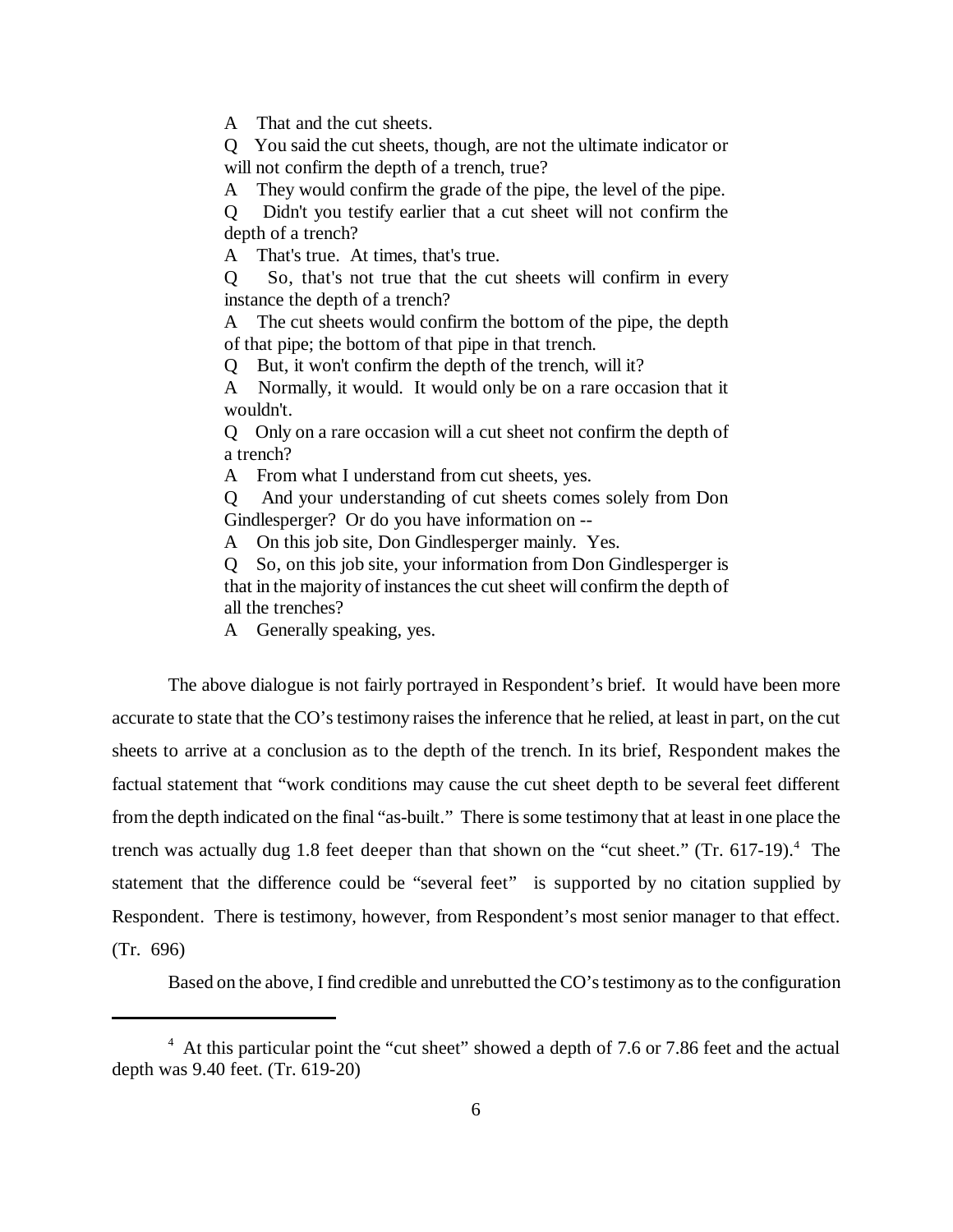> A That and the cut sheets.
>
> Q You said the cut sheets, though, are not the ultimate indicator or will not confirm the depth of a trench, true?
>
> A They would confirm the grade of the pipe, the level of the pipe.
>
> Q Didn't you testify earlier that a cut sheet will not confirm the depth of a trench?
>
> A That's true. At times, that's true.
>
> Q So, that's not true that the cut sheets will confirm in every instance the depth of a trench?
>
> A The cut sheets would confirm the bottom of the pipe, the depth of that pipe; the bottom of that pipe in that trench.
>
> Q But, it won't confirm the depth of the trench, will it?
>
> A Normally, it would. It would only be on a rare occasion that it wouldn't.
>
> Q Only on a rare occasion will a cut sheet not confirm the depth of a trench?
>
> A From what I understand from cut sheets, yes.
>
> Q And your understanding of cut sheets comes solely from Don Gindlesperger? Or do you have information on --
>
> A On this job site, Don Gindlesperger mainly. Yes.
>
> Q So, on this job site, your information from Don Gindlesperger is that in the majority of instances the cut sheet will confirm the depth of all the trenches?
>
> A Generally speaking, yes.

The above dialogue is not fairly portrayed in Respondent's brief. It would have been more accurate to state that the CO's testimony raises the inference that he relied, at least in part, on the cut sheets to arrive at a conclusion as to the depth of the trench. In its brief, Respondent makes the factual statement that "work conditions may cause the cut sheet depth to be several feet different from the depth indicated on the final "as-built." There is some testimony that at least in one place the trench was actually dug 1.8 feet deeper than that shown on the "cut sheet." (Tr. 617-19).[4] The statement that the difference could be "several feet" is supported by no citation supplied by Respondent. There is testimony, however, from Respondent's most senior manager to that effect. (Tr. 696)

Based on the above, I find credible and unrebutted the CO's testimony as to the configuration

[4] At this particular point the "cut sheet" showed a depth of 7.6 or 7.86 feet and the actual depth was 9.40 feet. (Tr. 619-20)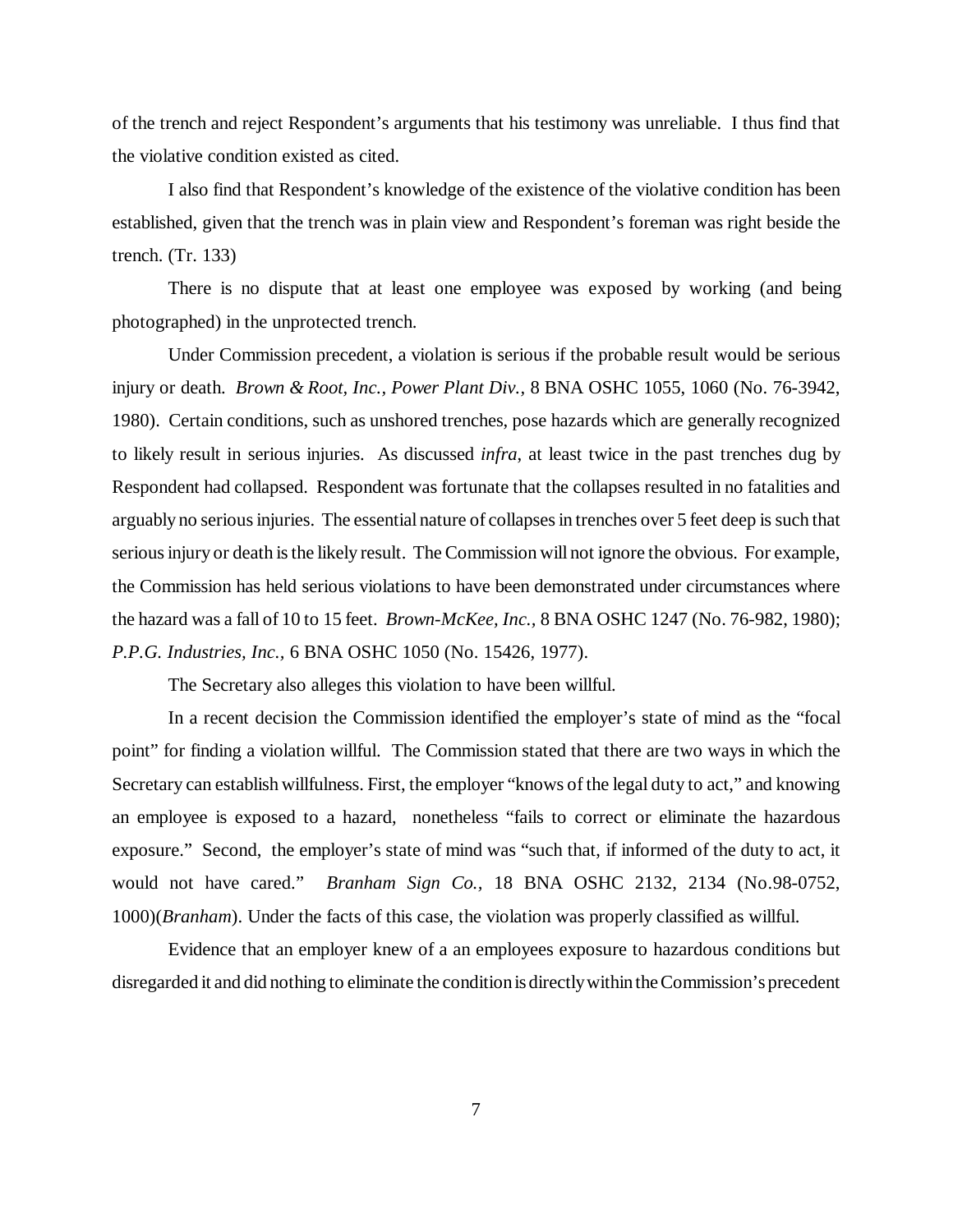of the trench and reject Respondent's arguments that his testimony was unreliable. I thus find that the violative condition existed as cited.

I also find that Respondent's knowledge of the existence of the violative condition has been established, given that the trench was in plain view and Respondent's foreman was right beside the trench. (Tr. 133)

There is no dispute that at least one employee was exposed by working (and being photographed) in the unprotected trench.

Under Commission precedent, a violation is serious if the probable result would be serious injury or death. *Brown & Root, Inc., Power Plant Div.*, 8 BNA OSHC 1055, 1060 (No. 76-3942, 1980). Certain conditions, such as unshored trenches, pose hazards which are generally recognized to likely result in serious injuries. As discussed *infra*, at least twice in the past trenches dug by Respondent had collapsed. Respondent was fortunate that the collapses resulted in no fatalities and arguably no serious injuries. The essential nature of collapses in trenches over 5 feet deep is such that serious injury or death is the likely result. The Commission will not ignore the obvious. For example, the Commission has held serious violations to have been demonstrated under circumstances where the hazard was a fall of 10 to 15 feet. *Brown-McKee, Inc.*, 8 BNA OSHC 1247 (No. 76-982, 1980); *P.P.G. Industries, Inc.*, 6 BNA OSHC 1050 (No. 15426, 1977).

The Secretary also alleges this violation to have been willful.

In a recent decision the Commission identified the employer's state of mind as the "focal point" for finding a violation willful. The Commission stated that there are two ways in which the Secretary can establish willfulness. First, the employer "knows of the legal duty to act," and knowing an employee is exposed to a hazard, nonetheless "fails to correct or eliminate the hazardous exposure." Second, the employer's state of mind was "such that, if informed of the duty to act, it would not have cared." *Branham Sign Co.*, 18 BNA OSHC 2132, 2134 (No.98-0752, 1000)(*Branham*). Under the facts of this case, the violation was properly classified as willful.

Evidence that an employer knew of a an employees exposure to hazardous conditions but disregarded it and did nothing to eliminate the condition is directly within the Commission's precedent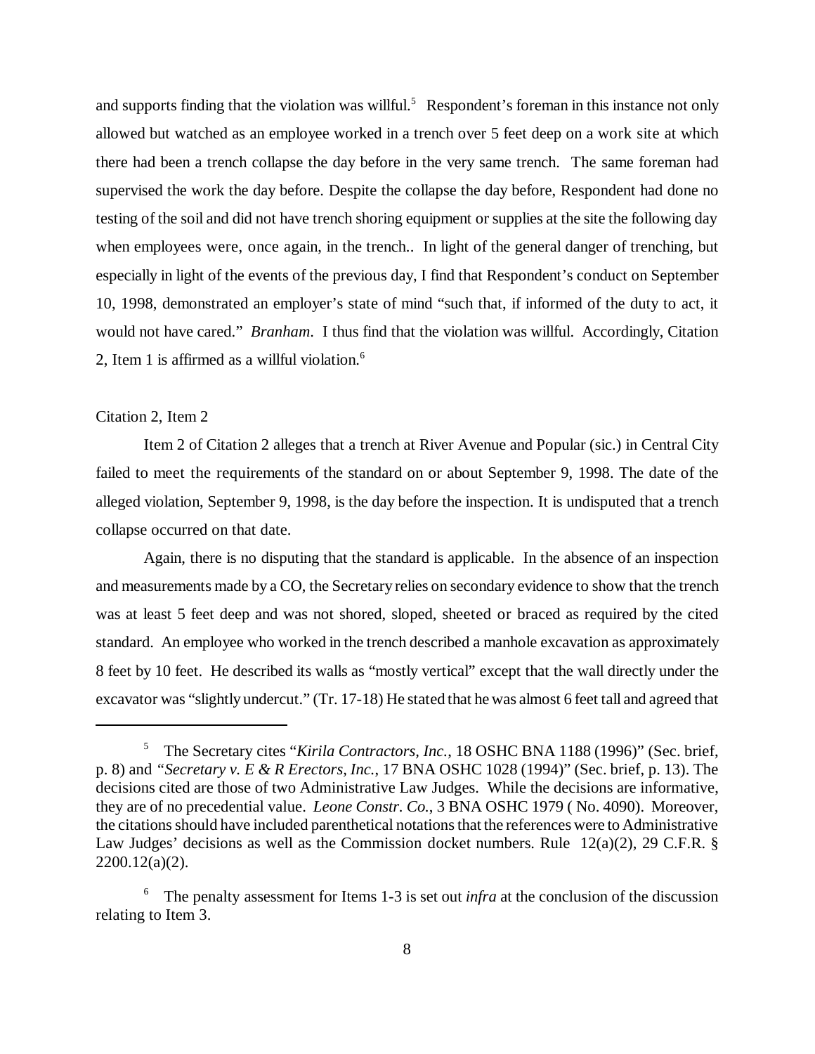and supports finding that the violation was willful.[5] Respondent's foreman in this instance not only allowed but watched as an employee worked in a trench over 5 feet deep on a work site at which there had been a trench collapse the day before in the very same trench. The same foreman had supervised the work the day before. Despite the collapse the day before, Respondent had done no testing of the soil and did not have trench shoring equipment or supplies at the site the following day when employees were, once again, in the trench.. In light of the general danger of trenching, but especially in light of the events of the previous day, I find that Respondent's conduct on September 10, 1998, demonstrated an employer's state of mind "such that, if informed of the duty to act, it would not have cared." *Branham*. I thus find that the violation was willful. Accordingly, Citation 2, Item 1 is affirmed as a willful violation.[6]

Citation 2, Item 2

Item 2 of Citation 2 alleges that a trench at River Avenue and Popular (sic.) in Central City failed to meet the requirements of the standard on or about September 9, 1998. The date of the alleged violation, September 9, 1998, is the day before the inspection. It is undisputed that a trench collapse occurred on that date.

Again, there is no disputing that the standard is applicable. In the absence of an inspection and measurements made by a CO, the Secretary relies on secondary evidence to show that the trench was at least 5 feet deep and was not shored, sloped, sheeted or braced as required by the cited standard. An employee who worked in the trench described a manhole excavation as approximately 8 feet by 10 feet. He described its walls as "mostly vertical" except that the wall directly under the excavator was "slightly undercut." (Tr. 17-18) He stated that he was almost 6 feet tall and agreed that

---

[5] The Secretary cites "*Kirila Contractors, Inc.*, 18 OSHC BNA 1188 (1996)" (Sec. brief, p. 8) and "*Secretary v. E & R Erectors, Inc.*, 17 BNA OSHC 1028 (1994)" (Sec. brief, p. 13). The decisions cited are those of two Administrative Law Judges. While the decisions are informative, they are of no precedential value. *Leone Constr. Co.*, 3 BNA OSHC 1979 ( No. 4090). Moreover, the citations should have included parenthetical notations that the references were to Administrative Law Judges' decisions as well as the Commission docket numbers. Rule 12(a)(2), 29 C.F.R. § 2200.12(a)(2).

[6] The penalty assessment for Items 1-3 is set out *infra* at the conclusion of the discussion relating to Item 3.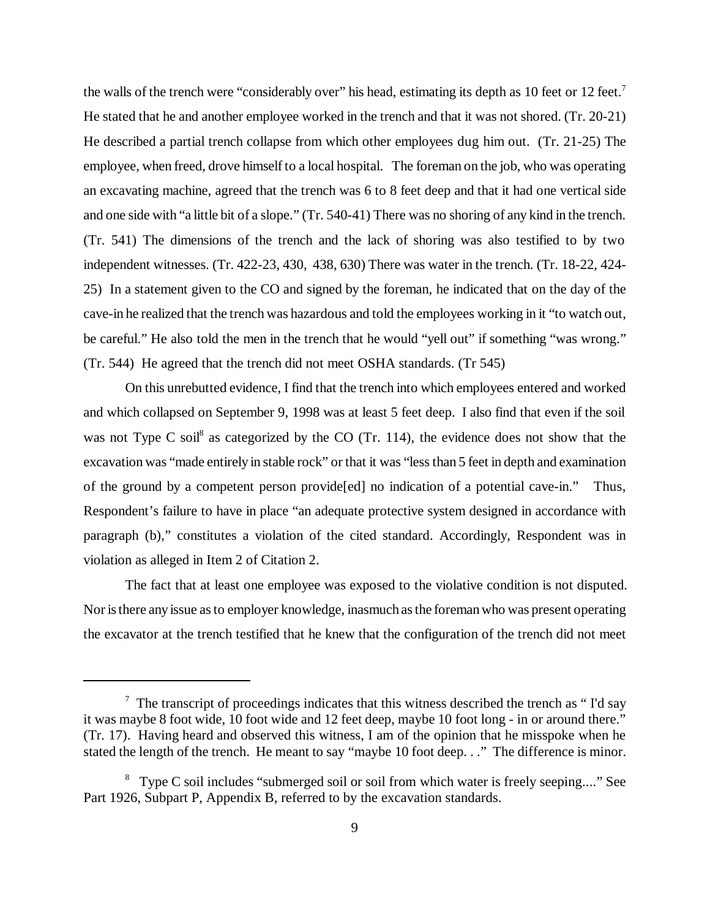the walls of the trench were "considerably over" his head, estimating its depth as 10 feet or 12 feet.[7] He stated that he and another employee worked in the trench and that it was not shored. (Tr. 20-21) He described a partial trench collapse from which other employees dug him out. (Tr. 21-25) The employee, when freed, drove himself to a local hospital. The foreman on the job, who was operating an excavating machine, agreed that the trench was 6 to 8 feet deep and that it had one vertical side and one side with "a little bit of a slope." (Tr. 540-41) There was no shoring of any kind in the trench. (Tr. 541) The dimensions of the trench and the lack of shoring was also testified to by two independent witnesses. (Tr. 422-23, 430, 438, 630) There was water in the trench. (Tr. 18-22, 424-25) In a statement given to the CO and signed by the foreman, he indicated that on the day of the cave-in he realized that the trench was hazardous and told the employees working in it "to watch out, be careful." He also told the men in the trench that he would "yell out" if something "was wrong." (Tr. 544) He agreed that the trench did not meet OSHA standards. (Tr 545)

On this unrebutted evidence, I find that the trench into which employees entered and worked and which collapsed on September 9, 1998 was at least 5 feet deep. I also find that even if the soil was not Type C soil[8] as categorized by the CO (Tr. 114), the evidence does not show that the excavation was "made entirely in stable rock" or that it was "less than 5 feet in depth and examination of the ground by a competent person provide[ed] no indication of a potential cave-in." Thus, Respondent's failure to have in place "an adequate protective system designed in accordance with paragraph (b)," constitutes a violation of the cited standard. Accordingly, Respondent was in violation as alleged in Item 2 of Citation 2.

The fact that at least one employee was exposed to the violative condition is not disputed. Nor is there any issue as to employer knowledge, inasmuch as the foreman who was present operating the excavator at the trench testified that he knew that the configuration of the trench did not meet

---

[7] The transcript of proceedings indicates that this witness described the trench as " I'd say it was maybe 8 foot wide, 10 foot wide and 12 feet deep, maybe 10 foot long - in or around there." (Tr. 17). Having heard and observed this witness, I am of the opinion that he misspoke when he stated the length of the trench. He meant to say "maybe 10 foot deep. . ." The difference is minor.

[8] Type C soil includes "submerged soil or soil from which water is freely seeping...." See Part 1926, Subpart P, Appendix B, referred to by the excavation standards.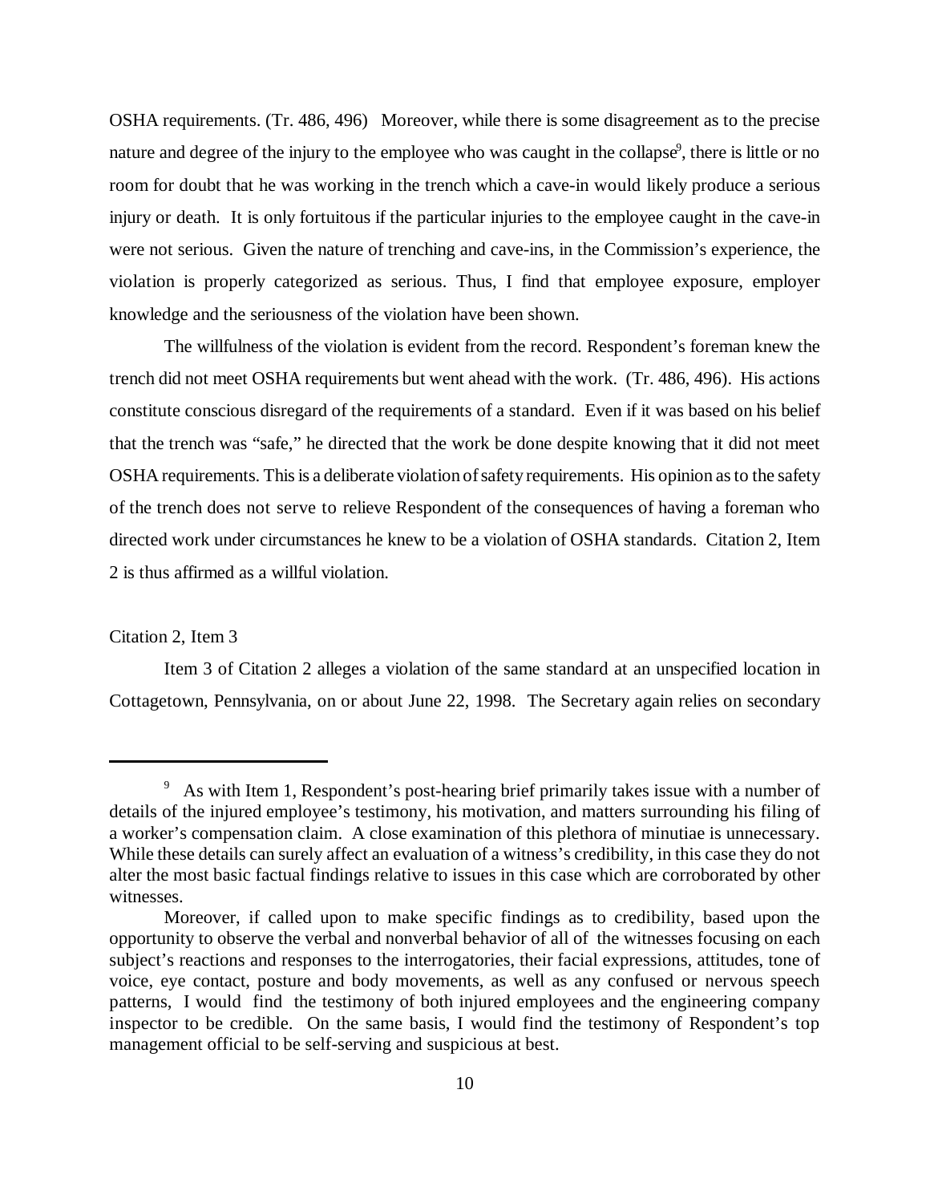OSHA requirements. (Tr. 486, 496) Moreover, while there is some disagreement as to the precise nature and degree of the injury to the employee who was caught in the collapse[9], there is little or no room for doubt that he was working in the trench which a cave-in would likely produce a serious injury or death. It is only fortuitous if the particular injuries to the employee caught in the cave-in were not serious. Given the nature of trenching and cave-ins, in the Commission's experience, the violation is properly categorized as serious. Thus, I find that employee exposure, employer knowledge and the seriousness of the violation have been shown.

The willfulness of the violation is evident from the record. Respondent's foreman knew the trench did not meet OSHA requirements but went ahead with the work. (Tr. 486, 496). His actions constitute conscious disregard of the requirements of a standard. Even if it was based on his belief that the trench was "safe," he directed that the work be done despite knowing that it did not meet OSHA requirements. This is a deliberate violation of safety requirements. His opinion as to the safety of the trench does not serve to relieve Respondent of the consequences of having a foreman who directed work under circumstances he knew to be a violation of OSHA standards. Citation 2, Item 2 is thus affirmed as a willful violation.

Citation 2, Item 3

Item 3 of Citation 2 alleges a violation of the same standard at an unspecified location in Cottagetown, Pennsylvania, on or about June 22, 1998. The Secretary again relies on secondary

---

[9] As with Item 1, Respondent's post-hearing brief primarily takes issue with a number of details of the injured employee's testimony, his motivation, and matters surrounding his filing of a worker's compensation claim. A close examination of this plethora of minutiae is unnecessary. While these details can surely affect an evaluation of a witness's credibility, in this case they do not alter the most basic factual findings relative to issues in this case which are corroborated by other witnesses.

Moreover, if called upon to make specific findings as to credibility, based upon the opportunity to observe the verbal and nonverbal behavior of all of the witnesses focusing on each subject's reactions and responses to the interrogatories, their facial expressions, attitudes, tone of voice, eye contact, posture and body movements, as well as any confused or nervous speech patterns, I would find the testimony of both injured employees and the engineering company inspector to be credible. On the same basis, I would find the testimony of Respondent's top management official to be self-serving and suspicious at best.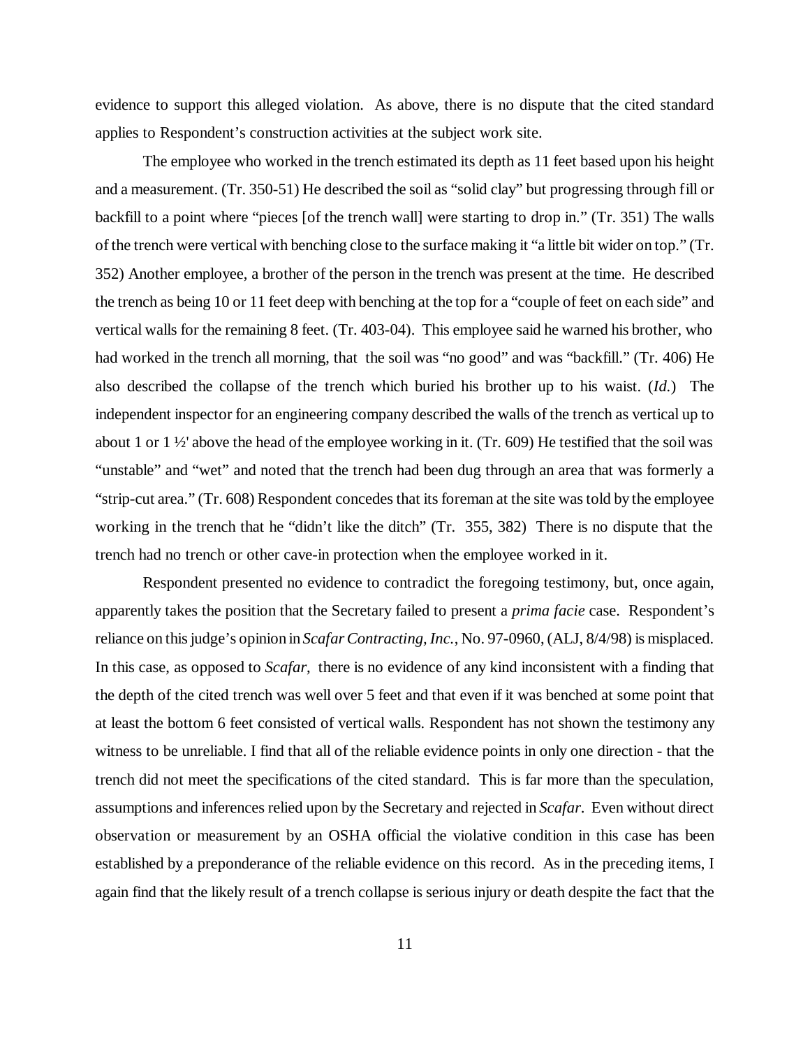evidence to support this alleged violation. As above, there is no dispute that the cited standard applies to Respondent's construction activities at the subject work site.

The employee who worked in the trench estimated its depth as 11 feet based upon his height and a measurement. (Tr. 350-51) He described the soil as "solid clay" but progressing through fill or backfill to a point where "pieces [of the trench wall] were starting to drop in." (Tr. 351) The walls of the trench were vertical with benching close to the surface making it "a little bit wider on top." (Tr. 352) Another employee, a brother of the person in the trench was present at the time. He described the trench as being 10 or 11 feet deep with benching at the top for a "couple of feet on each side" and vertical walls for the remaining 8 feet. (Tr. 403-04). This employee said he warned his brother, who had worked in the trench all morning, that the soil was "no good" and was "backfill." (Tr. 406) He also described the collapse of the trench which buried his brother up to his waist. (*Id.*) The independent inspector for an engineering company described the walls of the trench as vertical up to about 1 or 1 ½' above the head of the employee working in it. (Tr. 609) He testified that the soil was "unstable" and "wet" and noted that the trench had been dug through an area that was formerly a "strip-cut area." (Tr. 608) Respondent concedes that its foreman at the site was told by the employee working in the trench that he "didn't like the ditch" (Tr. 355, 382) There is no dispute that the trench had no trench or other cave-in protection when the employee worked in it.

Respondent presented no evidence to contradict the foregoing testimony, but, once again, apparently takes the position that the Secretary failed to present a *prima facie* case. Respondent's reliance on this judge's opinion in *Scafar Contracting, Inc.*, No. 97-0960, (ALJ, 8/4/98) is misplaced. In this case, as opposed to *Scafar*, there is no evidence of any kind inconsistent with a finding that the depth of the cited trench was well over 5 feet and that even if it was benched at some point that at least the bottom 6 feet consisted of vertical walls. Respondent has not shown the testimony any witness to be unreliable. I find that all of the reliable evidence points in only one direction - that the trench did not meet the specifications of the cited standard. This is far more than the speculation, assumptions and inferences relied upon by the Secretary and rejected in *Scafar*. Even without direct observation or measurement by an OSHA official the violative condition in this case has been established by a preponderance of the reliable evidence on this record. As in the preceding items, I again find that the likely result of a trench collapse is serious injury or death despite the fact that the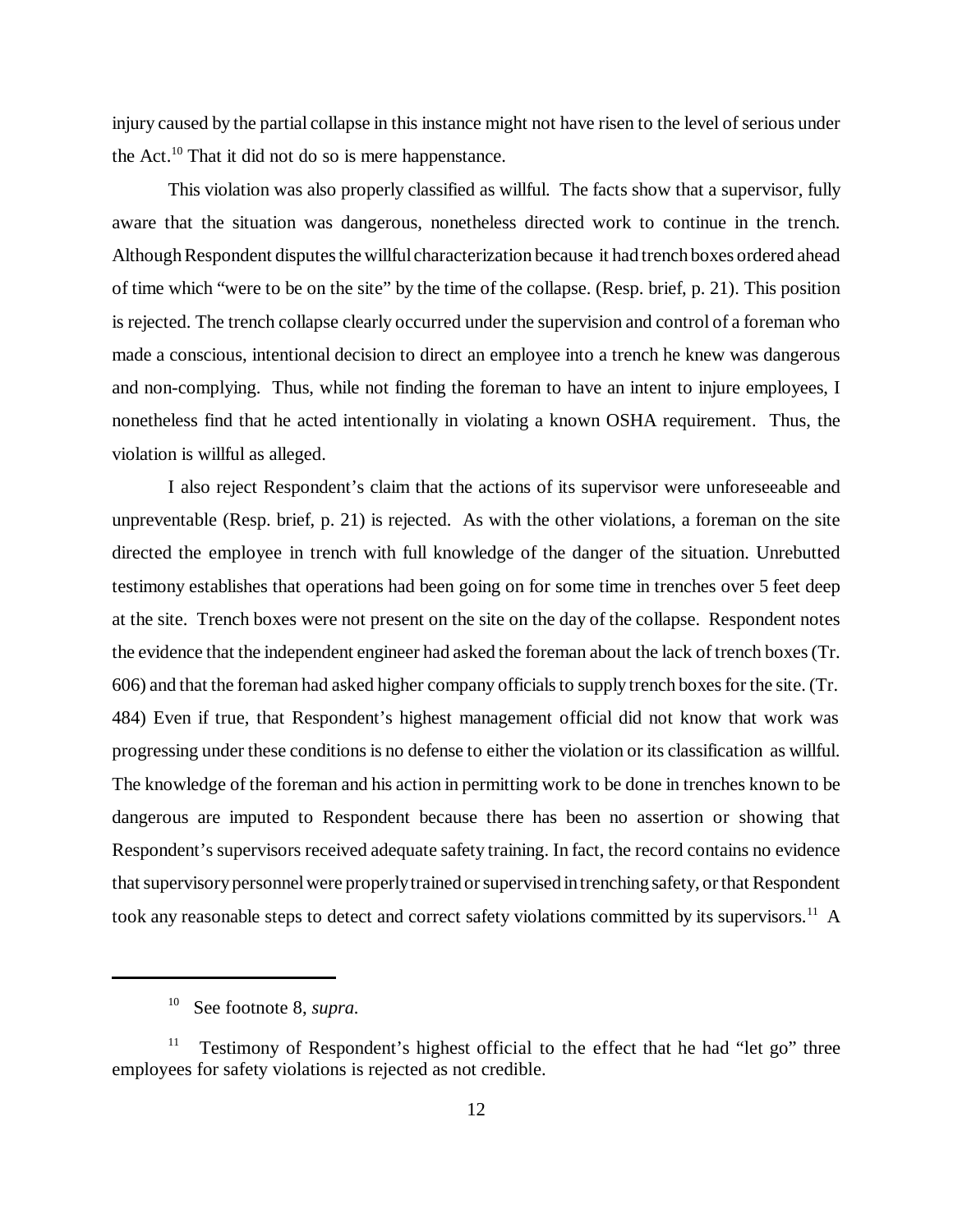injury caused by the partial collapse in this instance might not have risen to the level of serious under the Act.[10] That it did not do so is mere happenstance.

This violation was also properly classified as willful. The facts show that a supervisor, fully aware that the situation was dangerous, nonetheless directed work to continue in the trench. Although Respondent disputes the willful characterization because it had trench boxes ordered ahead of time which "were to be on the site" by the time of the collapse. (Resp. brief, p. 21). This position is rejected. The trench collapse clearly occurred under the supervision and control of a foreman who made a conscious, intentional decision to direct an employee into a trench he knew was dangerous and non-complying. Thus, while not finding the foreman to have an intent to injure employees, I nonetheless find that he acted intentionally in violating a known OSHA requirement. Thus, the violation is willful as alleged.

I also reject Respondent's claim that the actions of its supervisor were unforeseeable and unpreventable (Resp. brief, p. 21) is rejected. As with the other violations, a foreman on the site directed the employee in trench with full knowledge of the danger of the situation. Unrebutted testimony establishes that operations had been going on for some time in trenches over 5 feet deep at the site. Trench boxes were not present on the site on the day of the collapse. Respondent notes the evidence that the independent engineer had asked the foreman about the lack of trench boxes (Tr. 606) and that the foreman had asked higher company officials to supply trench boxes for the site. (Tr. 484) Even if true, that Respondent's highest management official did not know that work was progressing under these conditions is no defense to either the violation or its classification as willful. The knowledge of the foreman and his action in permitting work to be done in trenches known to be dangerous are imputed to Respondent because there has been no assertion or showing that Respondent's supervisors received adequate safety training. In fact, the record contains no evidence that supervisory personnel were properly trained or supervised in trenching safety, or that Respondent took any reasonable steps to detect and correct safety violations committed by its supervisors.[11] A

---

[10] See footnote 8, *supra.*

[11] Testimony of Respondent's highest official to the effect that he had "let go" three employees for safety violations is rejected as not credible.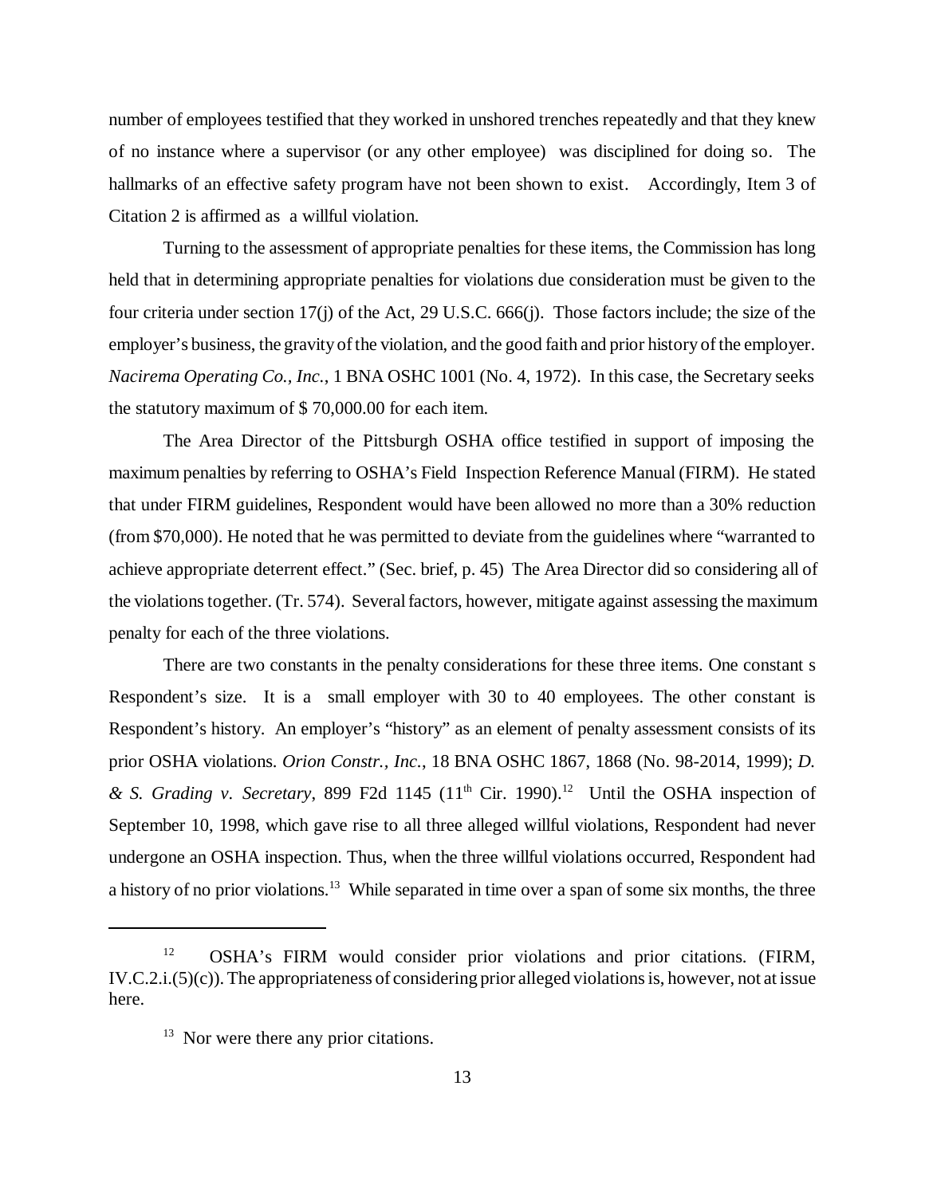number of employees testified that they worked in unshored trenches repeatedly and that they knew of no instance where a supervisor (or any other employee) was disciplined for doing so. The hallmarks of an effective safety program have not been shown to exist. Accordingly, Item 3 of Citation 2 is affirmed as a willful violation.

Turning to the assessment of appropriate penalties for these items, the Commission has long held that in determining appropriate penalties for violations due consideration must be given to the four criteria under section 17(j) of the Act, 29 U.S.C. 666(j). Those factors include; the size of the employer's business, the gravity of the violation, and the good faith and prior history of the employer. *Nacirema Operating Co., Inc.*, 1 BNA OSHC 1001 (No. 4, 1972). In this case, the Secretary seeks the statutory maximum of $ 70,000.00 for each item.

The Area Director of the Pittsburgh OSHA office testified in support of imposing the maximum penalties by referring to OSHA's Field Inspection Reference Manual (FIRM). He stated that under FIRM guidelines, Respondent would have been allowed no more than a 30% reduction (from $70,000). He noted that he was permitted to deviate from the guidelines where "warranted to achieve appropriate deterrent effect." (Sec. brief, p. 45) The Area Director did so considering all of the violations together. (Tr. 574). Several factors, however, mitigate against assessing the maximum penalty for each of the three violations.

There are two constants in the penalty considerations for these three items. One constant s Respondent's size. It is a small employer with 30 to 40 employees. The other constant is Respondent's history. An employer's "history" as an element of penalty assessment consists of its prior OSHA violations. *Orion Constr., Inc.*, 18 BNA OSHC 1867, 1868 (No. 98-2014, 1999); *D. & S. Grading v. Secretary*, 899 F2d 1145 (11th Cir. 1990).[12] Until the OSHA inspection of September 10, 1998, which gave rise to all three alleged willful violations, Respondent had never undergone an OSHA inspection. Thus, when the three willful violations occurred, Respondent had a history of no prior violations.[13] While separated in time over a span of some six months, the three

---

[12] OSHA's FIRM would consider prior violations and prior citations. (FIRM, IV.C.2.i.(5)(c)). The appropriateness of considering prior alleged violations is, however, not at issue here.

[13] Nor were there any prior citations.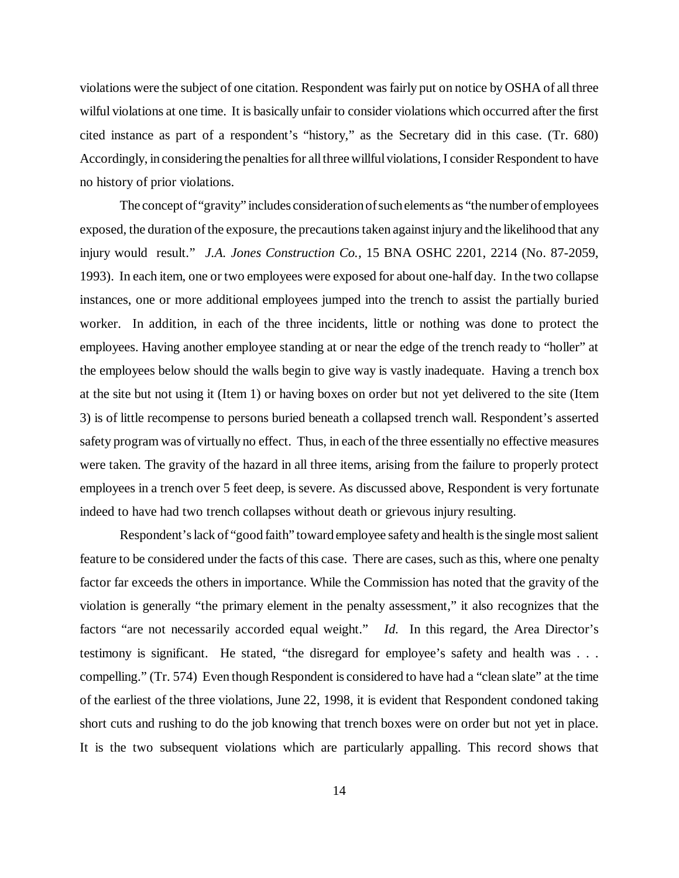violations were the subject of one citation. Respondent was fairly put on notice by OSHA of all three wilful violations at one time. It is basically unfair to consider violations which occurred after the first cited instance as part of a respondent's "history," as the Secretary did in this case. (Tr. 680) Accordingly, in considering the penalties for all three willful violations, I consider Respondent to have no history of prior violations.

The concept of "gravity" includes consideration of such elements as "the number of employees exposed, the duration of the exposure, the precautions taken against injury and the likelihood that any injury would result." *J.A. Jones Construction Co.,* 15 BNA OSHC 2201, 2214 (No. 87-2059, 1993). In each item, one or two employees were exposed for about one-half day. In the two collapse instances, one or more additional employees jumped into the trench to assist the partially buried worker. In addition, in each of the three incidents, little or nothing was done to protect the employees. Having another employee standing at or near the edge of the trench ready to "holler" at the employees below should the walls begin to give way is vastly inadequate. Having a trench box at the site but not using it (Item 1) or having boxes on order but not yet delivered to the site (Item 3) is of little recompense to persons buried beneath a collapsed trench wall. Respondent's asserted safety program was of virtually no effect. Thus, in each of the three essentially no effective measures were taken. The gravity of the hazard in all three items, arising from the failure to properly protect employees in a trench over 5 feet deep, is severe. As discussed above, Respondent is very fortunate indeed to have had two trench collapses without death or grievous injury resulting.

Respondent's lack of "good faith" toward employee safety and health is the single most salient feature to be considered under the facts of this case. There are cases, such as this, where one penalty factor far exceeds the others in importance. While the Commission has noted that the gravity of the violation is generally "the primary element in the penalty assessment," it also recognizes that the factors "are not necessarily accorded equal weight." *Id.* In this regard, the Area Director's testimony is significant. He stated, "the disregard for employee's safety and health was . . . compelling." (Tr. 574) Even though Respondent is considered to have had a "clean slate" at the time of the earliest of the three violations, June 22, 1998, it is evident that Respondent condoned taking short cuts and rushing to do the job knowing that trench boxes were on order but not yet in place. It is the two subsequent violations which are particularly appalling. This record shows that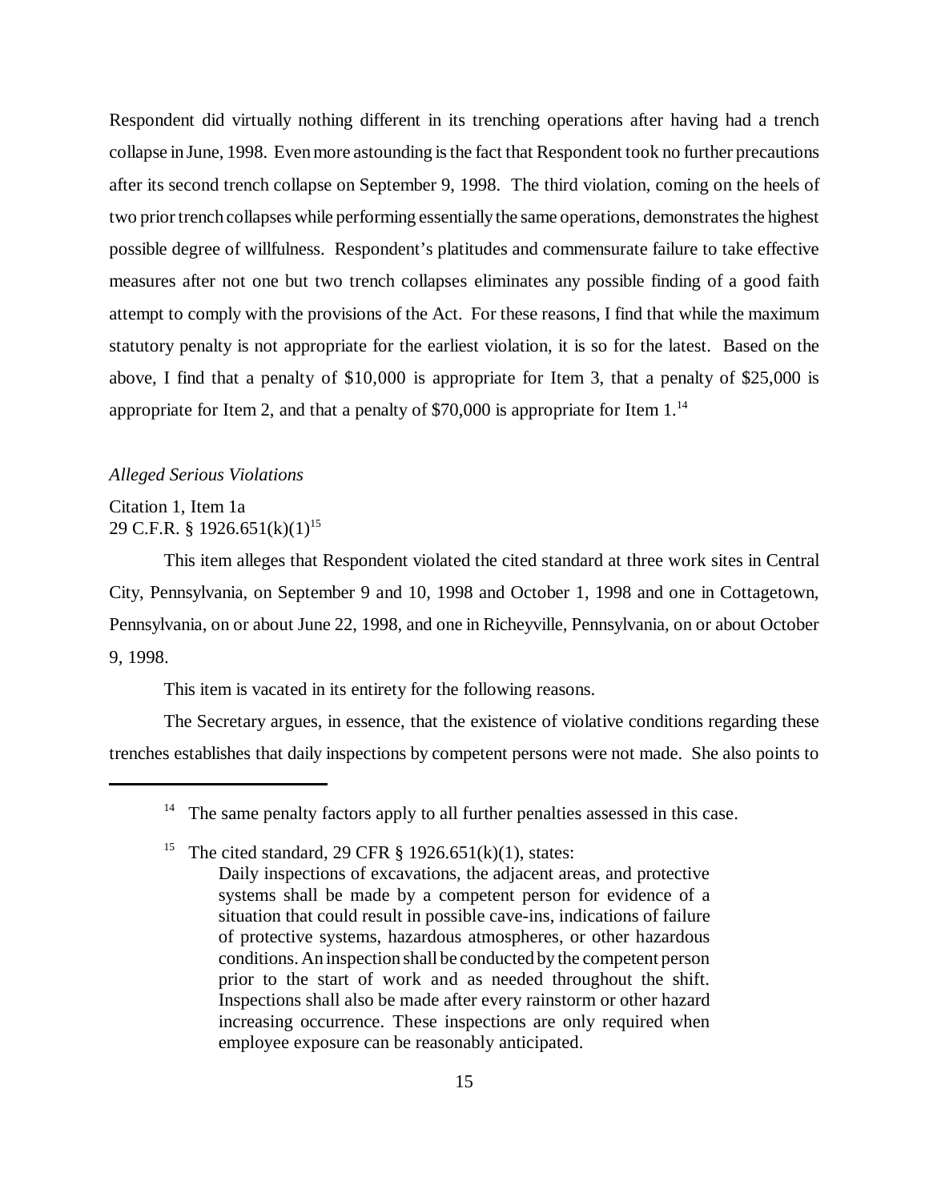Respondent did virtually nothing different in its trenching operations after having had a trench collapse in June, 1998. Even more astounding is the fact that Respondent took no further precautions after its second trench collapse on September 9, 1998. The third violation, coming on the heels of two prior trench collapses while performing essentially the same operations, demonstrates the highest possible degree of willfulness. Respondent's platitudes and commensurate failure to take effective measures after not one but two trench collapses eliminates any possible finding of a good faith attempt to comply with the provisions of the Act. For these reasons, I find that while the maximum statutory penalty is not appropriate for the earliest violation, it is so for the latest. Based on the above, I find that a penalty of $10,000 is appropriate for Item 3, that a penalty of $25,000 is appropriate for Item 2, and that a penalty of $70,000 is appropriate for Item 1.[14]

*Alleged Serious Violations*

Citation 1, Item 1a
29 C.F.R. § 1926.651(k)(1)[15]

This item alleges that Respondent violated the cited standard at three work sites in Central City, Pennsylvania, on September 9 and 10, 1998 and October 1, 1998 and one in Cottagetown, Pennsylvania, on or about June 22, 1998, and one in Richeyville, Pennsylvania, on or about October 9, 1998.

This item is vacated in its entirety for the following reasons.

The Secretary argues, in essence, that the existence of violative conditions regarding these trenches establishes that daily inspections by competent persons were not made. She also points to

---

[14] The same penalty factors apply to all further penalties assessed in this case.

[15] The cited standard, 29 CFR § 1926.651(k)(1), states:

> Daily inspections of excavations, the adjacent areas, and protective systems shall be made by a competent person for evidence of a situation that could result in possible cave-ins, indications of failure of protective systems, hazardous atmospheres, or other hazardous conditions. An inspection shall be conducted by the competent person prior to the start of work and as needed throughout the shift. Inspections shall also be made after every rainstorm or other hazard increasing occurrence. These inspections are only required when employee exposure can be reasonably anticipated.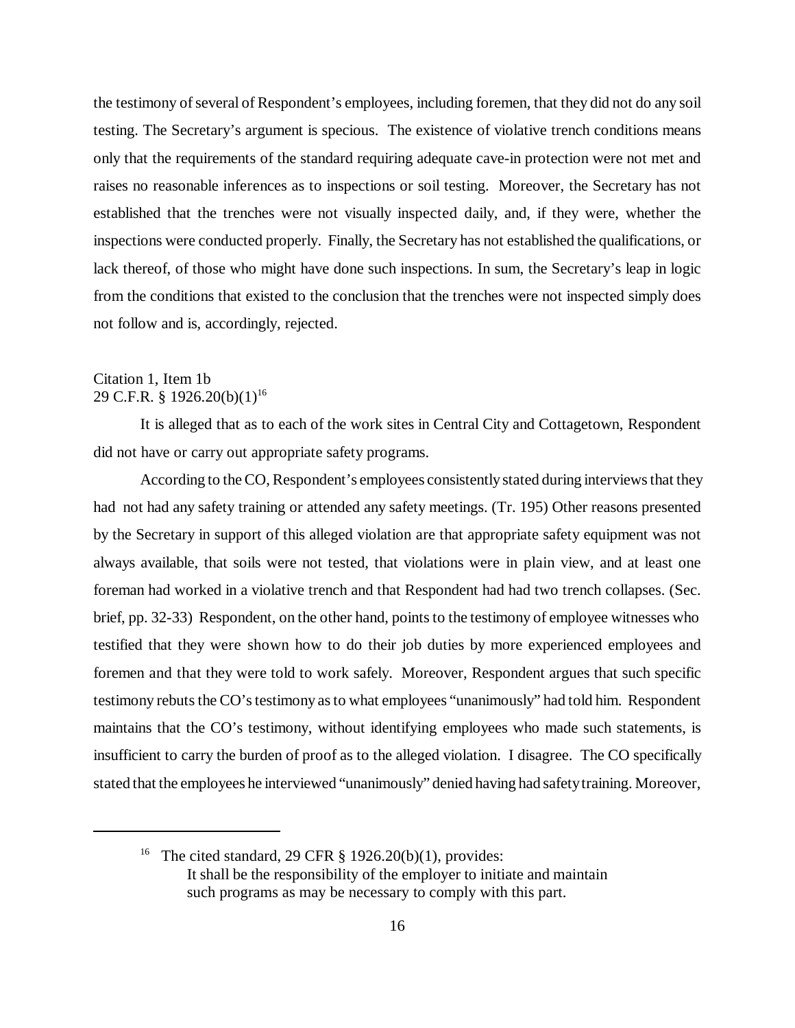the testimony of several of Respondent's employees, including foremen, that they did not do any soil testing. The Secretary's argument is specious. The existence of violative trench conditions means only that the requirements of the standard requiring adequate cave-in protection were not met and raises no reasonable inferences as to inspections or soil testing. Moreover, the Secretary has not established that the trenches were not visually inspected daily, and, if they were, whether the inspections were conducted properly. Finally, the Secretary has not established the qualifications, or lack thereof, of those who might have done such inspections. In sum, the Secretary's leap in logic from the conditions that existed to the conclusion that the trenches were not inspected simply does not follow and is, accordingly, rejected.

Citation 1, Item 1b
29 C.F.R. § 1926.20(b)(1)[16]

It is alleged that as to each of the work sites in Central City and Cottagetown, Respondent did not have or carry out appropriate safety programs.

According to the CO, Respondent's employees consistently stated during interviews that they had not had any safety training or attended any safety meetings. (Tr. 195) Other reasons presented by the Secretary in support of this alleged violation are that appropriate safety equipment was not always available, that soils were not tested, that violations were in plain view, and at least one foreman had worked in a violative trench and that Respondent had had two trench collapses. (Sec. brief, pp. 32-33) Respondent, on the other hand, points to the testimony of employee witnesses who testified that they were shown how to do their job duties by more experienced employees and foremen and that they were told to work safely. Moreover, Respondent argues that such specific testimony rebuts the CO's testimony as to what employees "unanimously" had told him. Respondent maintains that the CO's testimony, without identifying employees who made such statements, is insufficient to carry the burden of proof as to the alleged violation. I disagree. The CO specifically stated that the employees he interviewed "unanimously" denied having had safety training. Moreover,

---

[16] The cited standard, 29 CFR § 1926.20(b)(1), provides:
It shall be the responsibility of the employer to initiate and maintain such programs as may be necessary to comply with this part.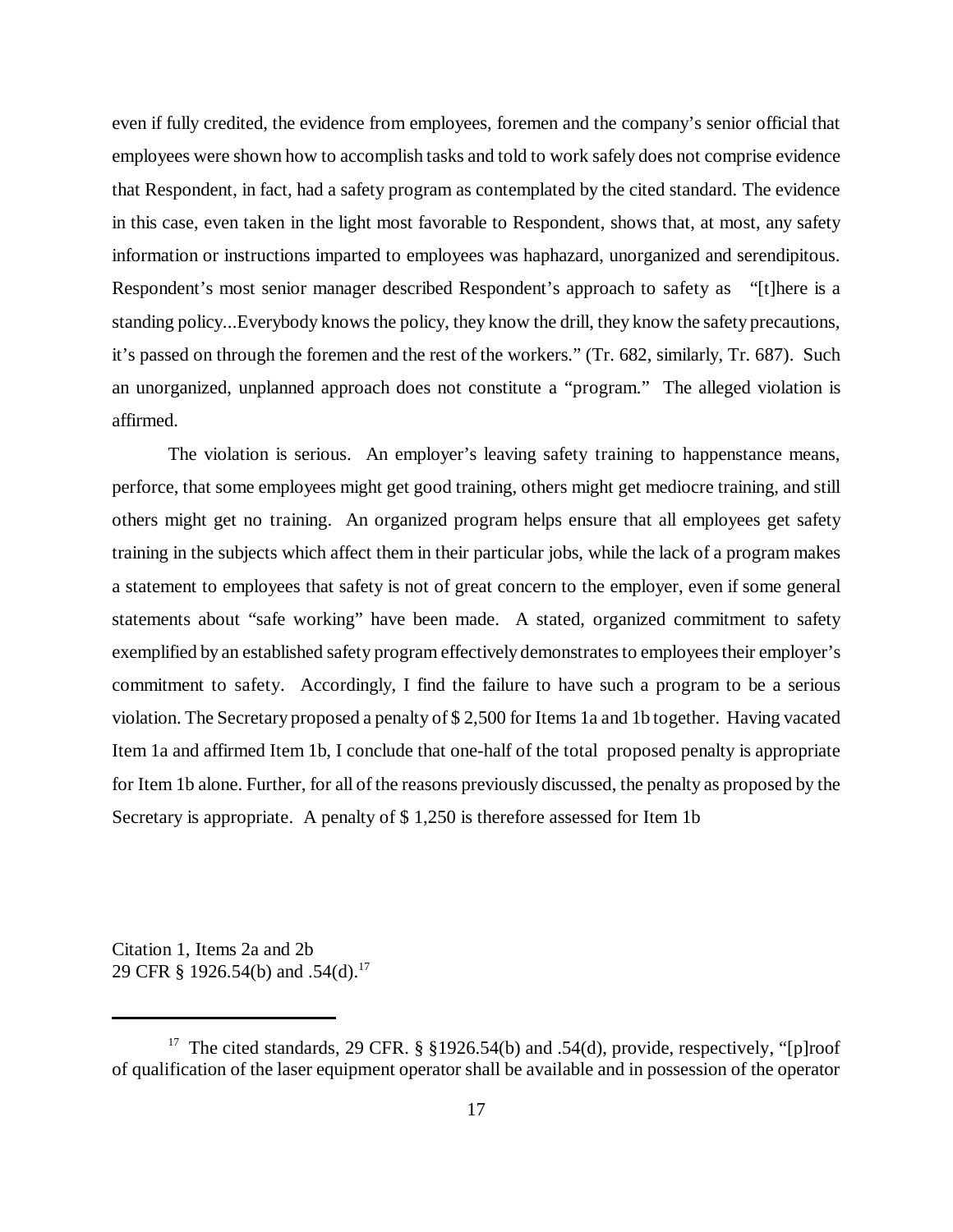even if fully credited, the evidence from employees, foremen and the company's senior official that employees were shown how to accomplish tasks and told to work safely does not comprise evidence that Respondent, in fact, had a safety program as contemplated by the cited standard. The evidence in this case, even taken in the light most favorable to Respondent, shows that, at most, any safety information or instructions imparted to employees was haphazard, unorganized and serendipitous. Respondent's most senior manager described Respondent's approach to safety as "[t]here is a standing policy...Everybody knows the policy, they know the drill, they know the safety precautions, it's passed on through the foremen and the rest of the workers." (Tr. 682, similarly, Tr. 687). Such an unorganized, unplanned approach does not constitute a "program." The alleged violation is affirmed.

The violation is serious. An employer's leaving safety training to happenstance means, perforce, that some employees might get good training, others might get mediocre training, and still others might get no training. An organized program helps ensure that all employees get safety training in the subjects which affect them in their particular jobs, while the lack of a program makes a statement to employees that safety is not of great concern to the employer, even if some general statements about "safe working" have been made. A stated, organized commitment to safety exemplified by an established safety program effectively demonstrates to employees their employer's commitment to safety. Accordingly, I find the failure to have such a program to be a serious violation. The Secretary proposed a penalty of $ 2,500 for Items 1a and 1b together. Having vacated Item 1a and affirmed Item 1b, I conclude that one-half of the total proposed penalty is appropriate for Item 1b alone. Further, for all of the reasons previously discussed, the penalty as proposed by the Secretary is appropriate. A penalty of $ 1,250 is therefore assessed for Item 1b

Citation 1, Items 2a and 2b
29 CFR § 1926.54(b) and .54(d).[17]

---

[17] The cited standards, 29 CFR. § §1926.54(b) and .54(d), provide, respectively, "[p]roof of qualification of the laser equipment operator shall be available and in possession of the operator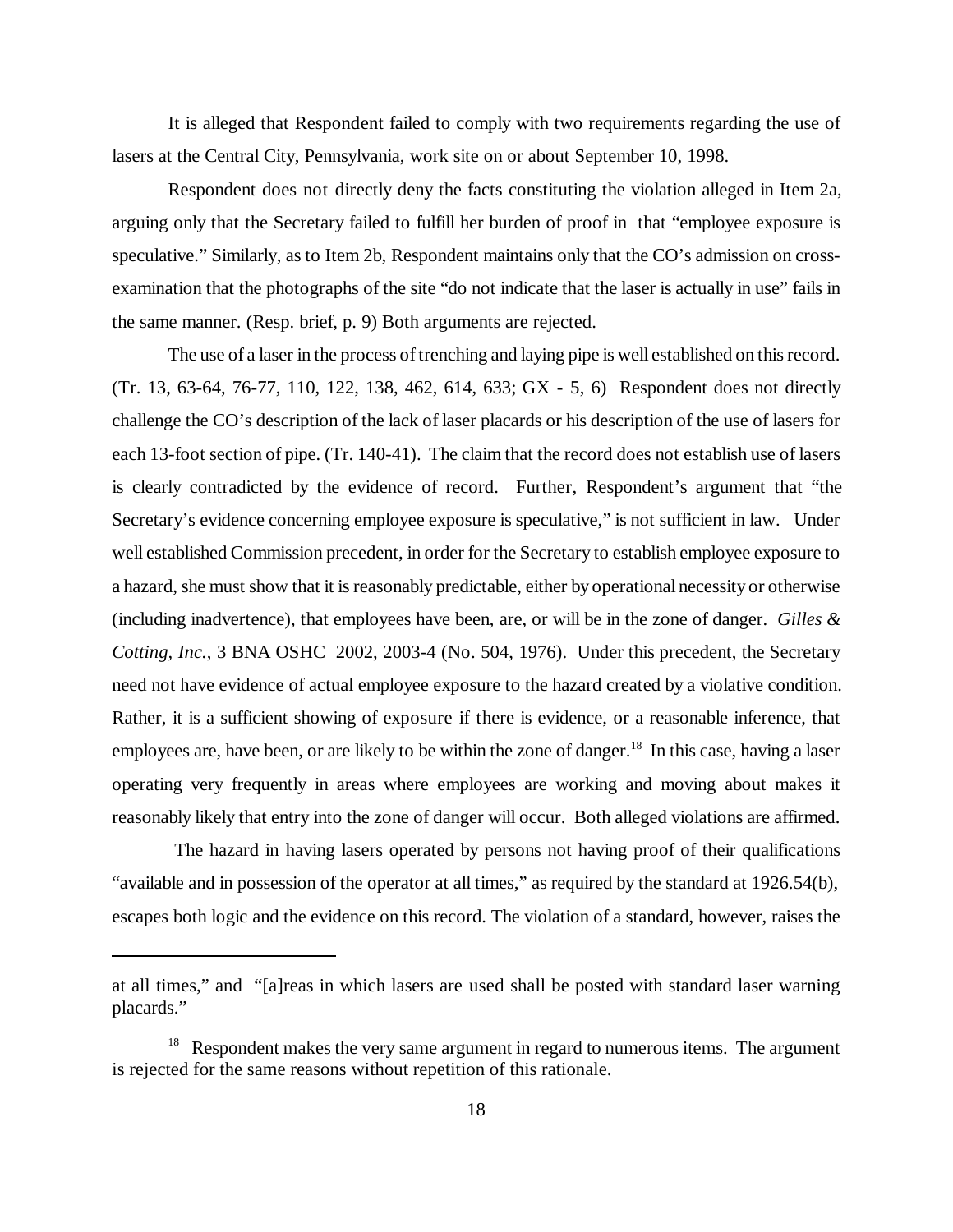It is alleged that Respondent failed to comply with two requirements regarding the use of lasers at the Central City, Pennsylvania, work site on or about September 10, 1998.

Respondent does not directly deny the facts constituting the violation alleged in Item 2a, arguing only that the Secretary failed to fulfill her burden of proof in that "employee exposure is speculative." Similarly, as to Item 2b, Respondent maintains only that the CO's admission on cross-examination that the photographs of the site "do not indicate that the laser is actually in use" fails in the same manner. (Resp. brief, p. 9) Both arguments are rejected.

The use of a laser in the process of trenching and laying pipe is well established on this record. (Tr. 13, 63-64, 76-77, 110, 122, 138, 462, 614, 633; GX - 5, 6) Respondent does not directly challenge the CO's description of the lack of laser placards or his description of the use of lasers for each 13-foot section of pipe. (Tr. 140-41). The claim that the record does not establish use of lasers is clearly contradicted by the evidence of record. Further, Respondent's argument that "the Secretary's evidence concerning employee exposure is speculative," is not sufficient in law. Under well established Commission precedent, in order for the Secretary to establish employee exposure to a hazard, she must show that it is reasonably predictable, either by operational necessity or otherwise (including inadvertence), that employees have been, are, or will be in the zone of danger. *Gilles & Cotting, Inc.*, 3 BNA OSHC 2002, 2003-4 (No. 504, 1976). Under this precedent, the Secretary need not have evidence of actual employee exposure to the hazard created by a violative condition. Rather, it is a sufficient showing of exposure if there is evidence, or a reasonable inference, that employees are, have been, or are likely to be within the zone of danger.[18] In this case, having a laser operating very frequently in areas where employees are working and moving about makes it reasonably likely that entry into the zone of danger will occur. Both alleged violations are affirmed.

The hazard in having lasers operated by persons not having proof of their qualifications "available and in possession of the operator at all times," as required by the standard at 1926.54(b), escapes both logic and the evidence on this record. The violation of a standard, however, raises the

---

at all times," and "[a]reas in which lasers are used shall be posted with standard laser warning placards."

[18] Respondent makes the very same argument in regard to numerous items. The argument is rejected for the same reasons without repetition of this rationale.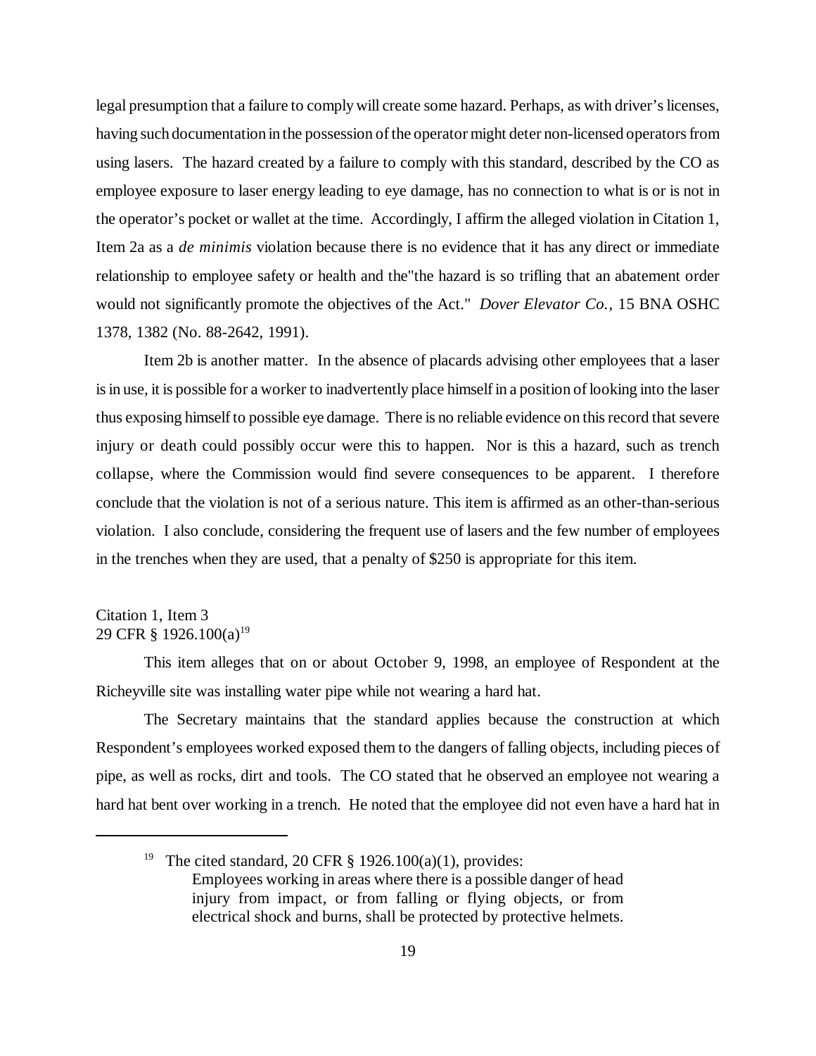legal presumption that a failure to comply will create some hazard. Perhaps, as with driver's licenses, having such documentation in the possession of the operator might deter non-licensed operators from using lasers. The hazard created by a failure to comply with this standard, described by the CO as employee exposure to laser energy leading to eye damage, has no connection to what is or is not in the operator's pocket or wallet at the time. Accordingly, I affirm the alleged violation in Citation 1, Item 2a as a *de minimis* violation because there is no evidence that it has any direct or immediate relationship to employee safety or health and the"the hazard is so trifling that an abatement order would not significantly promote the objectives of the Act." *Dover Elevator Co.*, 15 BNA OSHC 1378, 1382 (No. 88-2642, 1991).

Item 2b is another matter. In the absence of placards advising other employees that a laser is in use, it is possible for a worker to inadvertently place himself in a position of looking into the laser thus exposing himself to possible eye damage. There is no reliable evidence on this record that severe injury or death could possibly occur were this to happen. Nor is this a hazard, such as trench collapse, where the Commission would find severe consequences to be apparent. I therefore conclude that the violation is not of a serious nature. This item is affirmed as an other-than-serious violation. I also conclude, considering the frequent use of lasers and the few number of employees in the trenches when they are used, that a penalty of $250 is appropriate for this item.

Citation 1, Item 3
29 CFR § 1926.100(a)[19]

This item alleges that on or about October 9, 1998, an employee of Respondent at the Richeyville site was installing water pipe while not wearing a hard hat.

The Secretary maintains that the standard applies because the construction at which Respondent's employees worked exposed them to the dangers of falling objects, including pieces of pipe, as well as rocks, dirt and tools. The CO stated that he observed an employee not wearing a hard hat bent over working in a trench. He noted that the employee did not even have a hard hat in

---

[19] The cited standard, 20 CFR § 1926.100(a)(1), provides:

> Employees working in areas where there is a possible danger of head injury from impact, or from falling or flying objects, or from electrical shock and burns, shall be protected by protective helmets.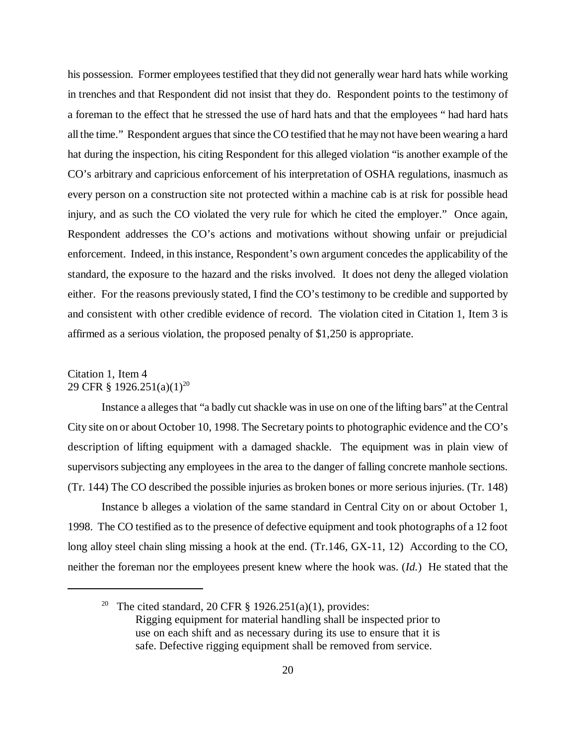his possession. Former employees testified that they did not generally wear hard hats while working in trenches and that Respondent did not insist that they do. Respondent points to the testimony of a foreman to the effect that he stressed the use of hard hats and that the employees " had hard hats all the time." Respondent argues that since the CO testified that he may not have been wearing a hard hat during the inspection, his citing Respondent for this alleged violation "is another example of the CO's arbitrary and capricious enforcement of his interpretation of OSHA regulations, inasmuch as every person on a construction site not protected within a machine cab is at risk for possible head injury, and as such the CO violated the very rule for which he cited the employer." Once again, Respondent addresses the CO's actions and motivations without showing unfair or prejudicial enforcement. Indeed, in this instance, Respondent's own argument concedes the applicability of the standard, the exposure to the hazard and the risks involved. It does not deny the alleged violation either. For the reasons previously stated, I find the CO's testimony to be credible and supported by and consistent with other credible evidence of record. The violation cited in Citation 1, Item 3 is affirmed as a serious violation, the proposed penalty of $1,250 is appropriate.

Citation 1, Item 4
29 CFR § 1926.251(a)(1)[20]

Instance a alleges that "a badly cut shackle was in use on one of the lifting bars" at the Central City site on or about October 10, 1998. The Secretary points to photographic evidence and the CO's description of lifting equipment with a damaged shackle. The equipment was in plain view of supervisors subjecting any employees in the area to the danger of falling concrete manhole sections. (Tr. 144) The CO described the possible injuries as broken bones or more serious injuries. (Tr. 148)

Instance b alleges a violation of the same standard in Central City on or about October 1, 1998. The CO testified as to the presence of defective equipment and took photographs of a 12 foot long alloy steel chain sling missing a hook at the end. (Tr.146, GX-11, 12) According to the CO, neither the foreman nor the employees present knew where the hook was. (*Id.*) He stated that the

---

[20] The cited standard, 20 CFR § 1926.251(a)(1), provides:
Rigging equipment for material handling shall be inspected prior to use on each shift and as necessary during its use to ensure that it is safe. Defective rigging equipment shall be removed from service.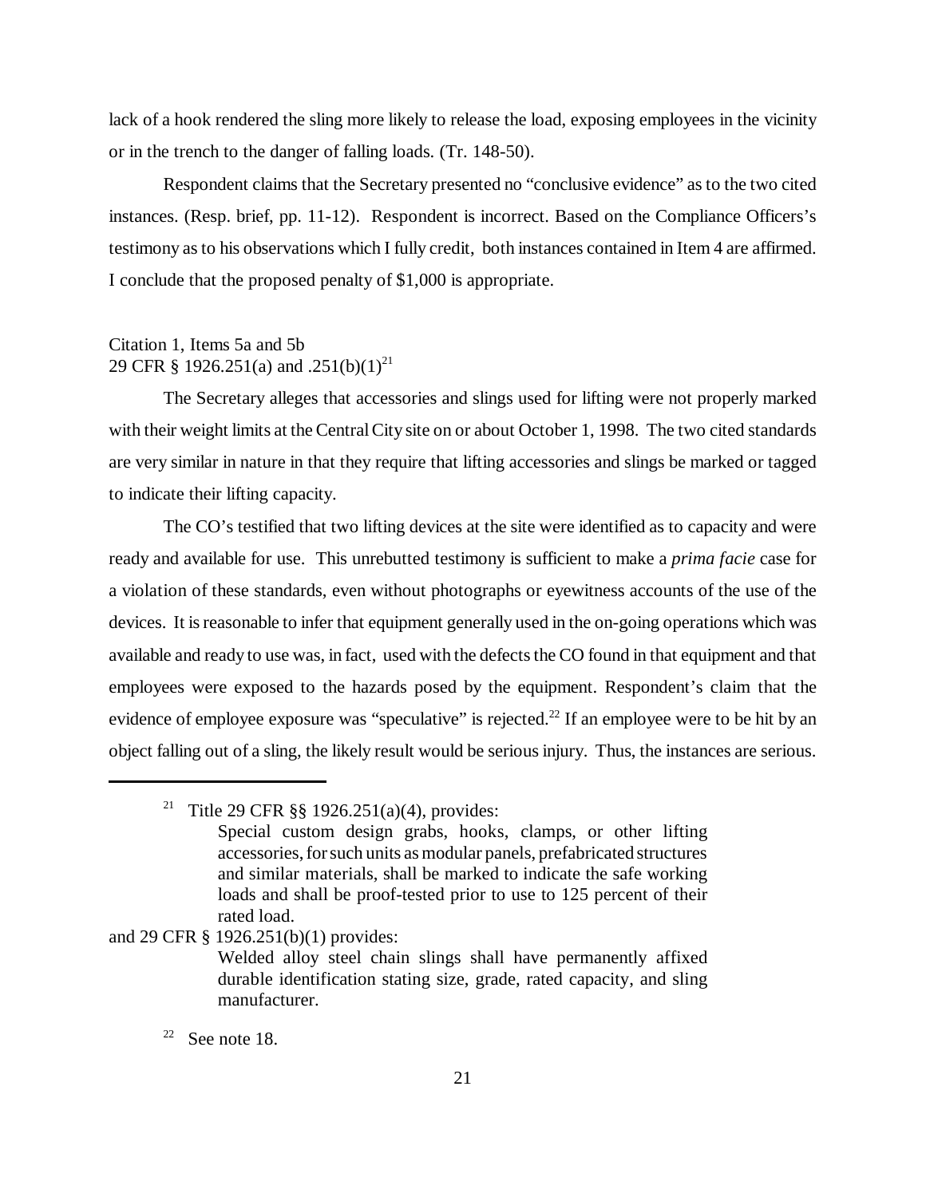lack of a hook rendered the sling more likely to release the load, exposing employees in the vicinity or in the trench to the danger of falling loads. (Tr. 148-50).

Respondent claims that the Secretary presented no "conclusive evidence" as to the two cited instances. (Resp. brief, pp. 11-12). Respondent is incorrect. Based on the Compliance Officers's testimony as to his observations which I fully credit, both instances contained in Item 4 are affirmed. I conclude that the proposed penalty of $1,000 is appropriate.

Citation 1, Items 5a and 5b
29 CFR § 1926.251(a) and .251(b)(1)[21]

The Secretary alleges that accessories and slings used for lifting were not properly marked with their weight limits at the Central City site on or about October 1, 1998. The two cited standards are very similar in nature in that they require that lifting accessories and slings be marked or tagged to indicate their lifting capacity.

The CO's testified that two lifting devices at the site were identified as to capacity and were ready and available for use. This unrebutted testimony is sufficient to make a *prima facie* case for a violation of these standards, even without photographs or eyewitness accounts of the use of the devices. It is reasonable to infer that equipment generally used in the on-going operations which was available and ready to use was, in fact, used with the defects the CO found in that equipment and that employees were exposed to the hazards posed by the equipment. Respondent's claim that the evidence of employee exposure was "speculative" is rejected.[22] If an employee were to be hit by an object falling out of a sling, the likely result would be serious injury. Thus, the instances are serious.

---

[21] Title 29 CFR §§ 1926.251(a)(4), provides:

> Special custom design grabs, hooks, clamps, or other lifting accessories, for such units as modular panels, prefabricated structures and similar materials, shall be marked to indicate the safe working loads and shall be proof-tested prior to use to 125 percent of their rated load.

and 29 CFR § 1926.251(b)(1) provides:

> Welded alloy steel chain slings shall have permanently affixed durable identification stating size, grade, rated capacity, and sling manufacturer.

[22] See note 18.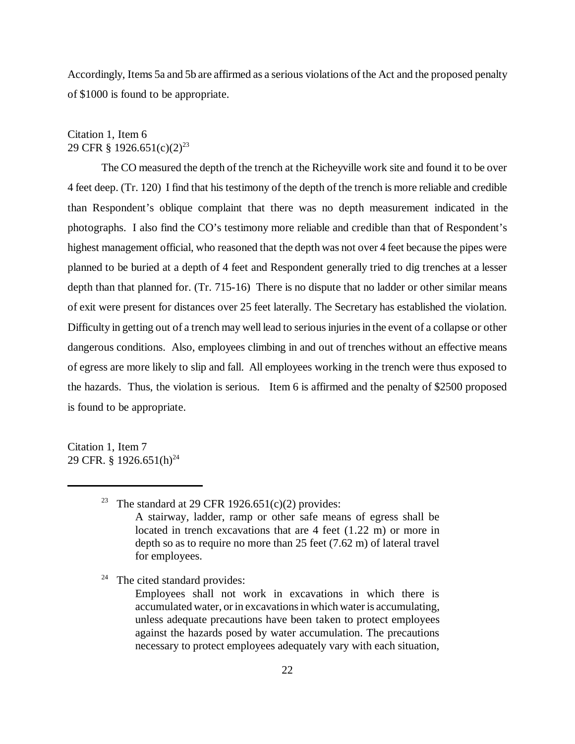Accordingly, Items 5a and 5b are affirmed as a serious violations of the Act and the proposed penalty of $1000 is found to be appropriate.

Citation 1, Item 6
29 CFR § 1926.651(c)(2)[23]

The CO measured the depth of the trench at the Richeyville work site and found it to be over 4 feet deep. (Tr. 120) I find that his testimony of the depth of the trench is more reliable and credible than Respondent's oblique complaint that there was no depth measurement indicated in the photographs. I also find the CO's testimony more reliable and credible than that of Respondent's highest management official, who reasoned that the depth was not over 4 feet because the pipes were planned to be buried at a depth of 4 feet and Respondent generally tried to dig trenches at a lesser depth than that planned for. (Tr. 715-16) There is no dispute that no ladder or other similar means of exit were present for distances over 25 feet laterally. The Secretary has established the violation. Difficulty in getting out of a trench may well lead to serious injuries in the event of a collapse or other dangerous conditions. Also, employees climbing in and out of trenches without an effective means of egress are more likely to slip and fall. All employees working in the trench were thus exposed to the hazards. Thus, the violation is serious. Item 6 is affirmed and the penalty of $2500 proposed is found to be appropriate.

Citation 1, Item 7
29 CFR. § 1926.651(h)[24]

---

[23] The standard at 29 CFR 1926.651(c)(2) provides:

> A stairway, ladder, ramp or other safe means of egress shall be located in trench excavations that are 4 feet (1.22 m) or more in depth so as to require no more than 25 feet (7.62 m) of lateral travel for employees.

[24] The cited standard provides:

> Employees shall not work in excavations in which there is accumulated water, or in excavations in which water is accumulating, unless adequate precautions have been taken to protect employees against the hazards posed by water accumulation. The precautions necessary to protect employees adequately vary with each situation,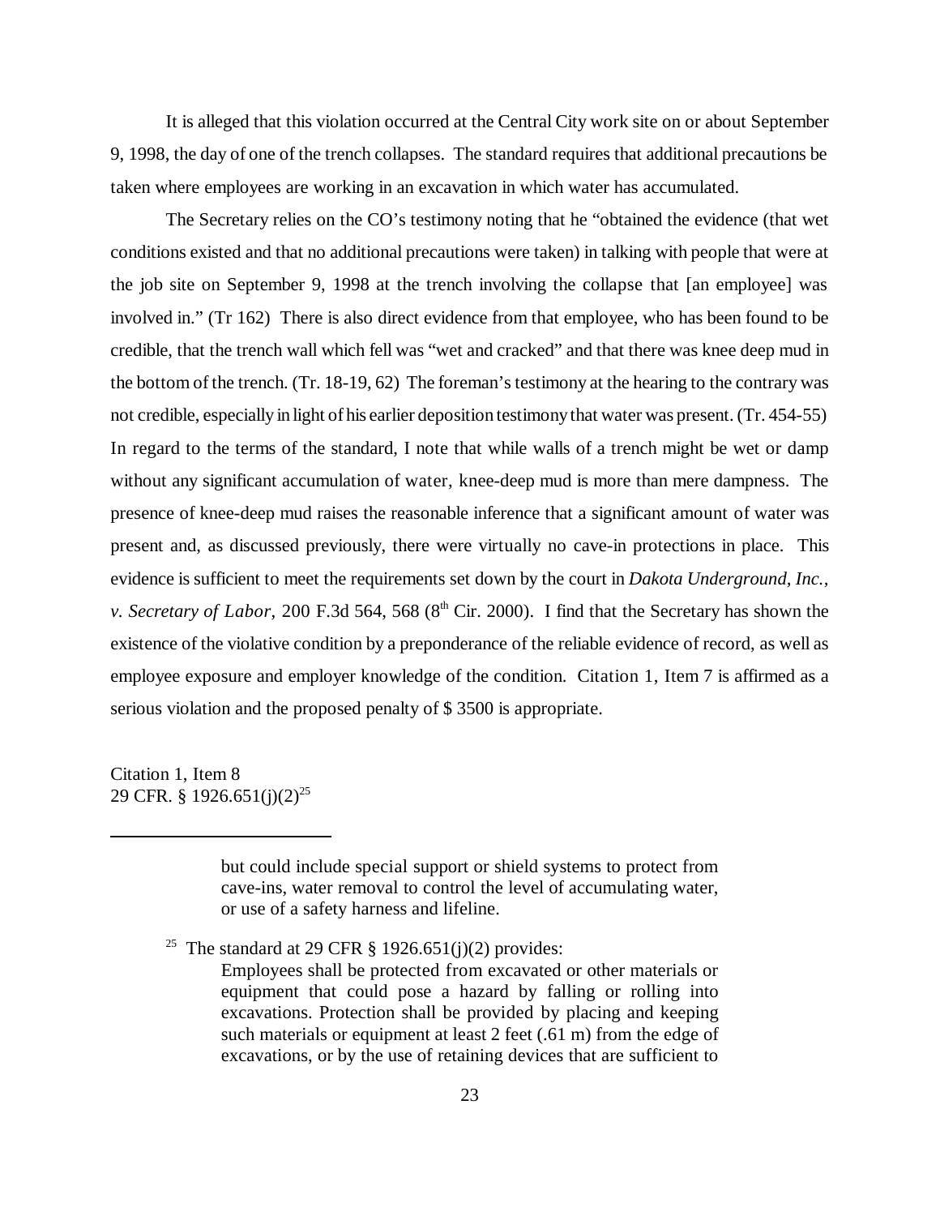It is alleged that this violation occurred at the Central City work site on or about September 9, 1998, the day of one of the trench collapses. The standard requires that additional precautions be taken where employees are working in an excavation in which water has accumulated.

The Secretary relies on the CO's testimony noting that he "obtained the evidence (that wet conditions existed and that no additional precautions were taken) in talking with people that were at the job site on September 9, 1998 at the trench involving the collapse that [an employee] was involved in." (Tr 162) There is also direct evidence from that employee, who has been found to be credible, that the trench wall which fell was "wet and cracked" and that there was knee deep mud in the bottom of the trench. (Tr. 18-19, 62) The foreman's testimony at the hearing to the contrary was not credible, especially in light of his earlier deposition testimony that water was present. (Tr. 454-55) In regard to the terms of the standard, I note that while walls of a trench might be wet or damp without any significant accumulation of water, knee-deep mud is more than mere dampness. The presence of knee-deep mud raises the reasonable inference that a significant amount of water was present and, as discussed previously, there were virtually no cave-in protections in place. This evidence is sufficient to meet the requirements set down by the court in *Dakota Underground, Inc., v. Secretary of Labor*, 200 F.3d 564, 568 (8th Cir. 2000). I find that the Secretary has shown the existence of the violative condition by a preponderance of the reliable evidence of record, as well as employee exposure and employer knowledge of the condition. Citation 1, Item 7 is affirmed as a serious violation and the proposed penalty of $ 3500 is appropriate.

Citation 1, Item 8
29 CFR. § 1926.651(j)(2)[25]

---

> but could include special support or shield systems to protect from cave-ins, water removal to control the level of accumulating water, or use of a safety harness and lifeline.

[25] The standard at 29 CFR § 1926.651(j)(2) provides:

> Employees shall be protected from excavated or other materials or equipment that could pose a hazard by falling or rolling into excavations. Protection shall be provided by placing and keeping such materials or equipment at least 2 feet (.61 m) from the edge of excavations, or by the use of retaining devices that are sufficient to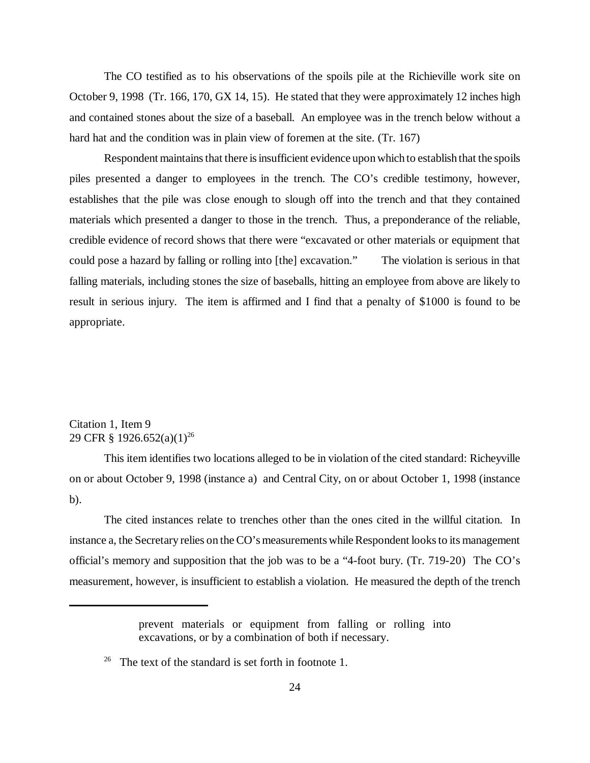The CO testified as to his observations of the spoils pile at the Richieville work site on October 9, 1998 (Tr. 166, 170, GX 14, 15). He stated that they were approximately 12 inches high and contained stones about the size of a baseball. An employee was in the trench below without a hard hat and the condition was in plain view of foremen at the site. (Tr. 167)

Respondent maintains that there is insufficient evidence upon which to establish that the spoils piles presented a danger to employees in the trench. The CO's credible testimony, however, establishes that the pile was close enough to slough off into the trench and that they contained materials which presented a danger to those in the trench. Thus, a preponderance of the reliable, credible evidence of record shows that there were "excavated or other materials or equipment that could pose a hazard by falling or rolling into [the] excavation." The violation is serious in that falling materials, including stones the size of baseballs, hitting an employee from above are likely to result in serious injury. The item is affirmed and I find that a penalty of $1000 is found to be appropriate.

Citation 1, Item 9
29 CFR § 1926.652(a)(1)[26]

This item identifies two locations alleged to be in violation of the cited standard: Richeyville on or about October 9, 1998 (instance a) and Central City, on or about October 1, 1998 (instance b).

The cited instances relate to trenches other than the ones cited in the willful citation. In instance a, the Secretary relies on the CO's measurements while Respondent looks to its management official's memory and supposition that the job was to be a "4-foot bury. (Tr. 719-20) The CO's measurement, however, is insufficient to establish a violation. He measured the depth of the trench

---

prevent materials or equipment from falling or rolling into excavations, or by a combination of both if necessary.

[26] The text of the standard is set forth in footnote 1.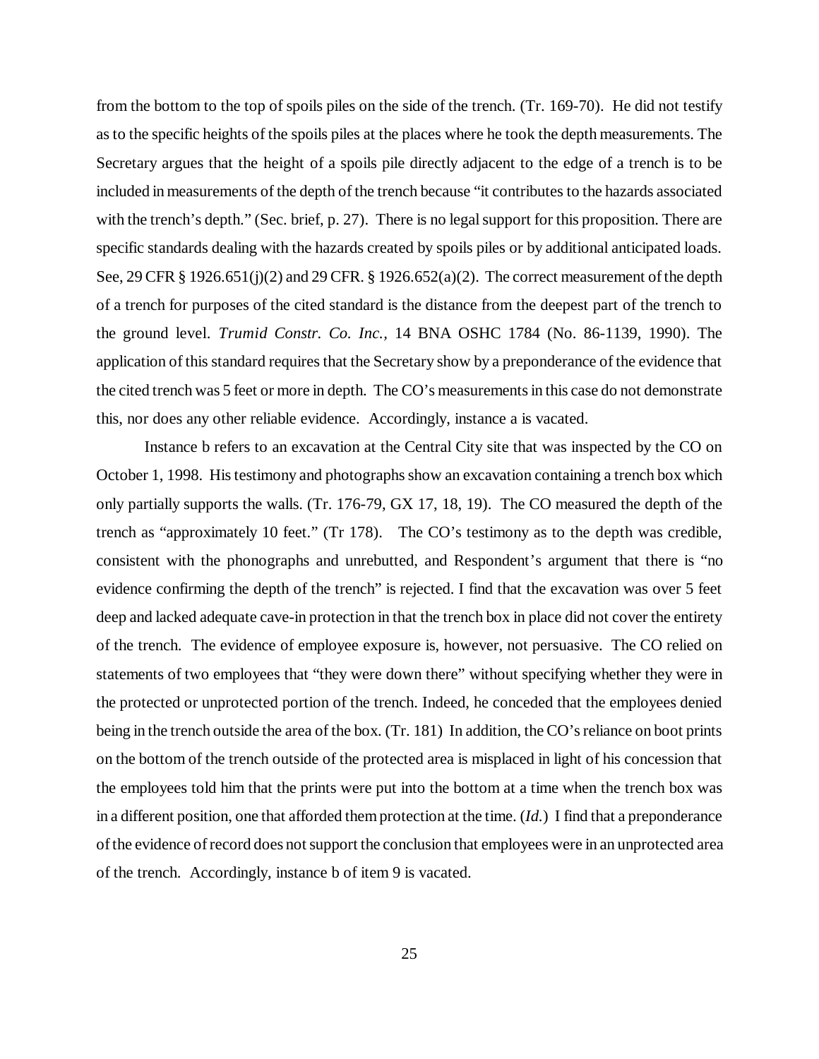from the bottom to the top of spoils piles on the side of the trench. (Tr. 169-70). He did not testify as to the specific heights of the spoils piles at the places where he took the depth measurements. The Secretary argues that the height of a spoils pile directly adjacent to the edge of a trench is to be included in measurements of the depth of the trench because "it contributes to the hazards associated with the trench's depth." (Sec. brief, p. 27). There is no legal support for this proposition. There are specific standards dealing with the hazards created by spoils piles or by additional anticipated loads. See, 29 CFR § 1926.651(j)(2) and 29 CFR. § 1926.652(a)(2). The correct measurement of the depth of a trench for purposes of the cited standard is the distance from the deepest part of the trench to the ground level. *Trumid Constr. Co. Inc.*, 14 BNA OSHC 1784 (No. 86-1139, 1990). The application of this standard requires that the Secretary show by a preponderance of the evidence that the cited trench was 5 feet or more in depth. The CO's measurements in this case do not demonstrate this, nor does any other reliable evidence. Accordingly, instance a is vacated.

Instance b refers to an excavation at the Central City site that was inspected by the CO on October 1, 1998. His testimony and photographs show an excavation containing a trench box which only partially supports the walls. (Tr. 176-79, GX 17, 18, 19). The CO measured the depth of the trench as "approximately 10 feet." (Tr 178). The CO's testimony as to the depth was credible, consistent with the phonographs and unrebutted, and Respondent's argument that there is "no evidence confirming the depth of the trench" is rejected. I find that the excavation was over 5 feet deep and lacked adequate cave-in protection in that the trench box in place did not cover the entirety of the trench. The evidence of employee exposure is, however, not persuasive. The CO relied on statements of two employees that "they were down there" without specifying whether they were in the protected or unprotected portion of the trench. Indeed, he conceded that the employees denied being in the trench outside the area of the box. (Tr. 181) In addition, the CO's reliance on boot prints on the bottom of the trench outside of the protected area is misplaced in light of his concession that the employees told him that the prints were put into the bottom at a time when the trench box was in a different position, one that afforded them protection at the time. (*Id.*) I find that a preponderance of the evidence of record does not support the conclusion that employees were in an unprotected area of the trench. Accordingly, instance b of item 9 is vacated.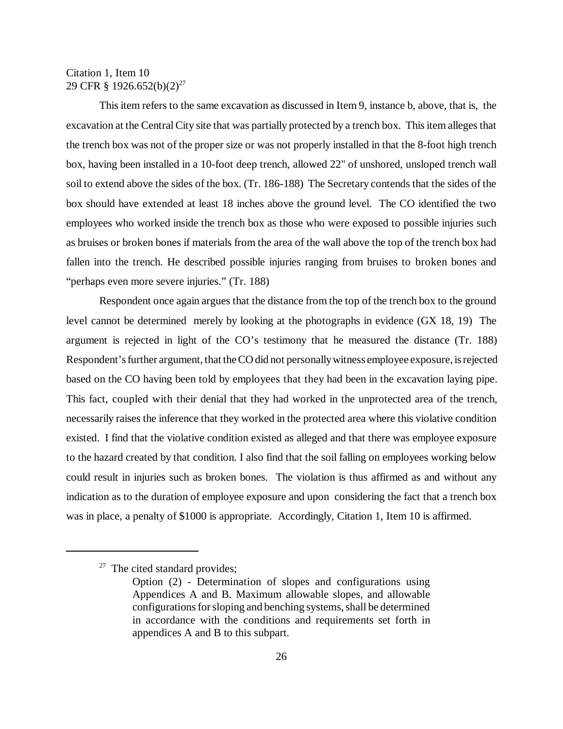Citation 1, Item 10
29 CFR § 1926.652(b)(2)[27]

This item refers to the same excavation as discussed in Item 9, instance b, above, that is, the excavation at the Central City site that was partially protected by a trench box. This item alleges that the trench box was not of the proper size or was not properly installed in that the 8-foot high trench box, having been installed in a 10-foot deep trench, allowed 22" of unshored, unsloped trench wall soil to extend above the sides of the box. (Tr. 186-188) The Secretary contends that the sides of the box should have extended at least 18 inches above the ground level. The CO identified the two employees who worked inside the trench box as those who were exposed to possible injuries such as bruises or broken bones if materials from the area of the wall above the top of the trench box had fallen into the trench. He described possible injuries ranging from bruises to broken bones and "perhaps even more severe injuries." (Tr. 188)

Respondent once again argues that the distance from the top of the trench box to the ground level cannot be determined merely by looking at the photographs in evidence (GX 18, 19) The argument is rejected in light of the CO's testimony that he measured the distance (Tr. 188) Respondent's further argument, that the CO did not personally witness employee exposure, is rejected based on the CO having been told by employees that they had been in the excavation laying pipe. This fact, coupled with their denial that they had worked in the unprotected area of the trench, necessarily raises the inference that they worked in the protected area where this violative condition existed. I find that the violative condition existed as alleged and that there was employee exposure to the hazard created by that condition. I also find that the soil falling on employees working below could result in injuries such as broken bones. The violation is thus affirmed as and without any indication as to the duration of employee exposure and upon considering the fact that a trench box was in place, a penalty of $1000 is appropriate. Accordingly, Citation 1, Item 10 is affirmed.

---

[27] The cited standard provides;

> Option (2) - Determination of slopes and configurations using Appendices A and B. Maximum allowable slopes, and allowable configurations for sloping and benching systems, shall be determined in accordance with the conditions and requirements set forth in appendices A and B to this subpart.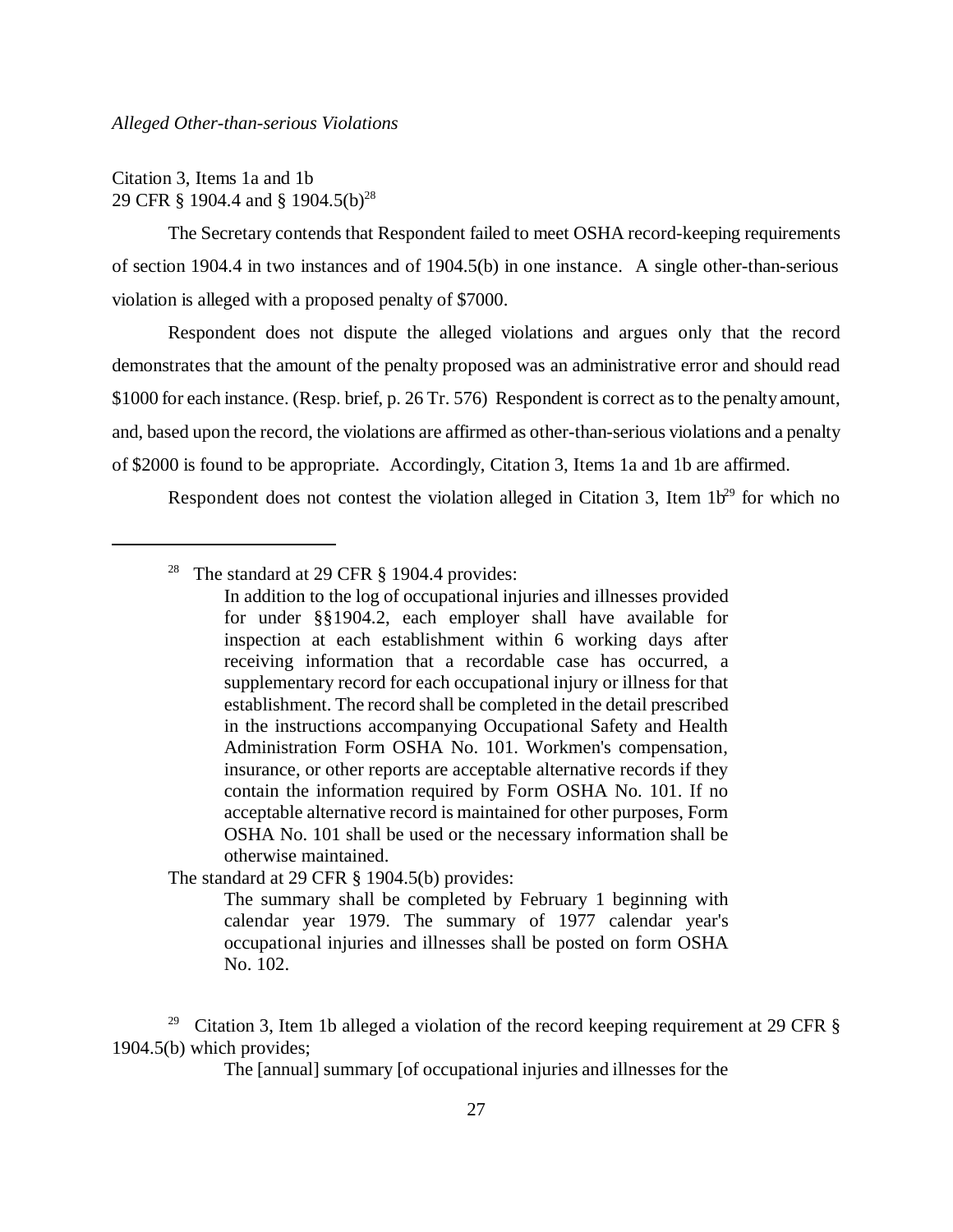*Alleged Other-than-serious Violations*

Citation 3, Items 1a and 1b
29 CFR § 1904.4 and § 1904.5(b)[28]

The Secretary contends that Respondent failed to meet OSHA record-keeping requirements of section 1904.4 in two instances and of 1904.5(b) in one instance. A single other-than-serious violation is alleged with a proposed penalty of $7000.

Respondent does not dispute the alleged violations and argues only that the record demonstrates that the amount of the penalty proposed was an administrative error and should read $1000 for each instance. (Resp. brief, p. 26 Tr. 576) Respondent is correct as to the penalty amount, and, based upon the record, the violations are affirmed as other-than-serious violations and a penalty of $2000 is found to be appropriate. Accordingly, Citation 3, Items 1a and 1b are affirmed.

Respondent does not contest the violation alleged in Citation 3, Item 1b[29] for which no

---

[28] The standard at 29 CFR § 1904.4 provides:

> In addition to the log of occupational injuries and illnesses provided for under §§1904.2, each employer shall have available for inspection at each establishment within 6 working days after receiving information that a recordable case has occurred, a supplementary record for each occupational injury or illness for that establishment. The record shall be completed in the detail prescribed in the instructions accompanying Occupational Safety and Health Administration Form OSHA No. 101. Workmen's compensation, insurance, or other reports are acceptable alternative records if they contain the information required by Form OSHA No. 101. If no acceptable alternative record is maintained for other purposes, Form OSHA No. 101 shall be used or the necessary information shall be otherwise maintained.

The standard at 29 CFR § 1904.5(b) provides:

> The summary shall be completed by February 1 beginning with calendar year 1979. The summary of 1977 calendar year's occupational injuries and illnesses shall be posted on form OSHA No. 102.

[29] Citation 3, Item 1b alleged a violation of the record keeping requirement at 29 CFR § 1904.5(b) which provides;

> The [annual] summary [of occupational injuries and illnesses for the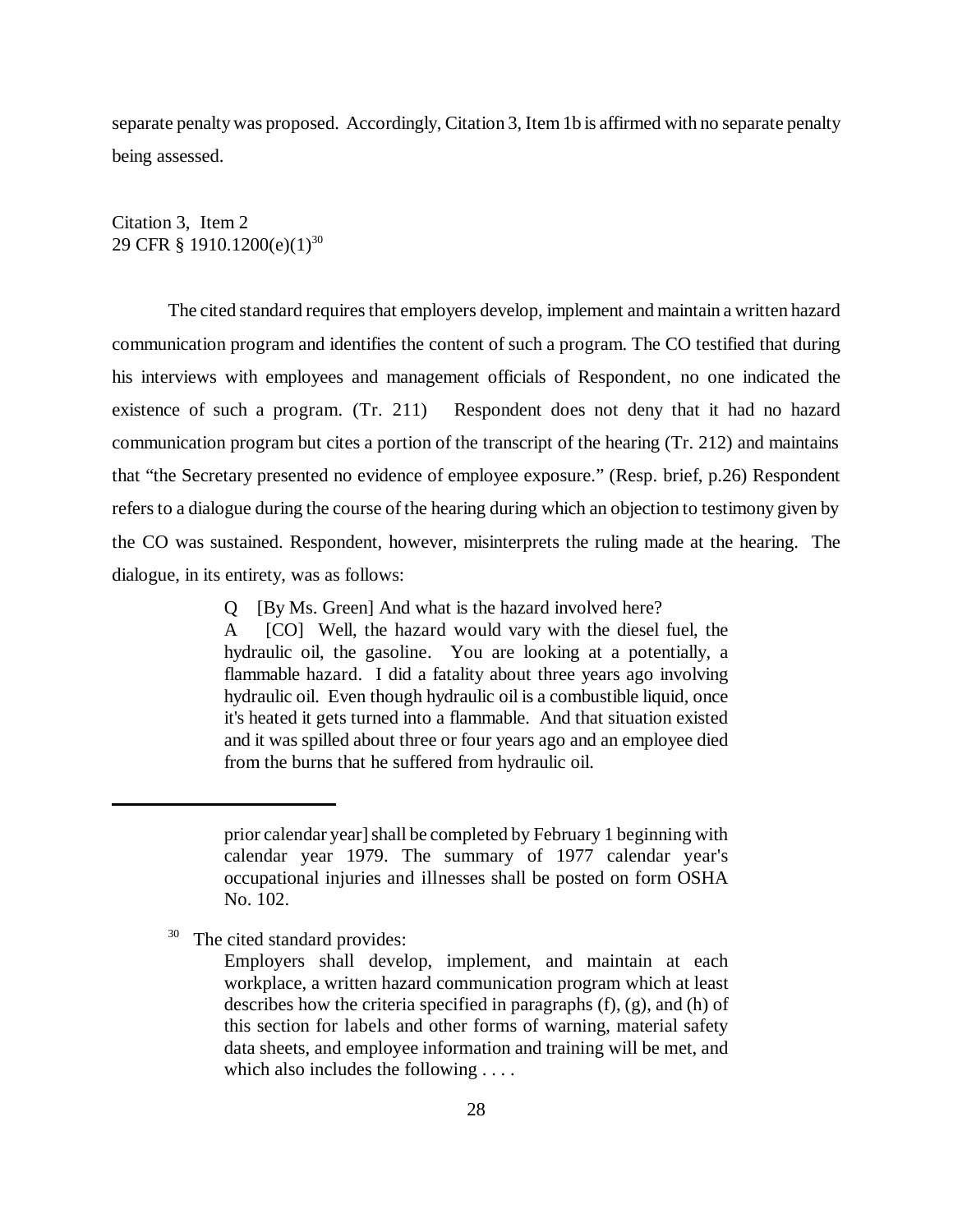separate penalty was proposed. Accordingly, Citation 3, Item 1b is affirmed with no separate penalty being assessed.

Citation 3, Item 2
29 CFR § 1910.1200(e)(1)[30]

The cited standard requires that employers develop, implement and maintain a written hazard communication program and identifies the content of such a program. The CO testified that during his interviews with employees and management officials of Respondent, no one indicated the existence of such a program. (Tr. 211) Respondent does not deny that it had no hazard communication program but cites a portion of the transcript of the hearing (Tr. 212) and maintains that "the Secretary presented no evidence of employee exposure." (Resp. brief, p.26) Respondent refers to a dialogue during the course of the hearing during which an objection to testimony given by the CO was sustained. Respondent, however, misinterprets the ruling made at the hearing. The dialogue, in its entirety, was as follows:

> Q [By Ms. Green] And what is the hazard involved here?
>
> A [CO] Well, the hazard would vary with the diesel fuel, the hydraulic oil, the gasoline. You are looking at a potentially, a flammable hazard. I did a fatality about three years ago involving hydraulic oil. Even though hydraulic oil is a combustible liquid, once it's heated it gets turned into a flammable. And that situation existed and it was spilled about three or four years ago and an employee died from the burns that he suffered from hydraulic oil.

---

> prior calendar year] shall be completed by February 1 beginning with calendar year 1979. The summary of 1977 calendar year's occupational injuries and illnesses shall be posted on form OSHA No. 102.

[30] The cited standard provides:

> Employers shall develop, implement, and maintain at each workplace, a written hazard communication program which at least describes how the criteria specified in paragraphs (f), (g), and (h) of this section for labels and other forms of warning, material safety data sheets, and employee information and training will be met, and which also includes the following . . . .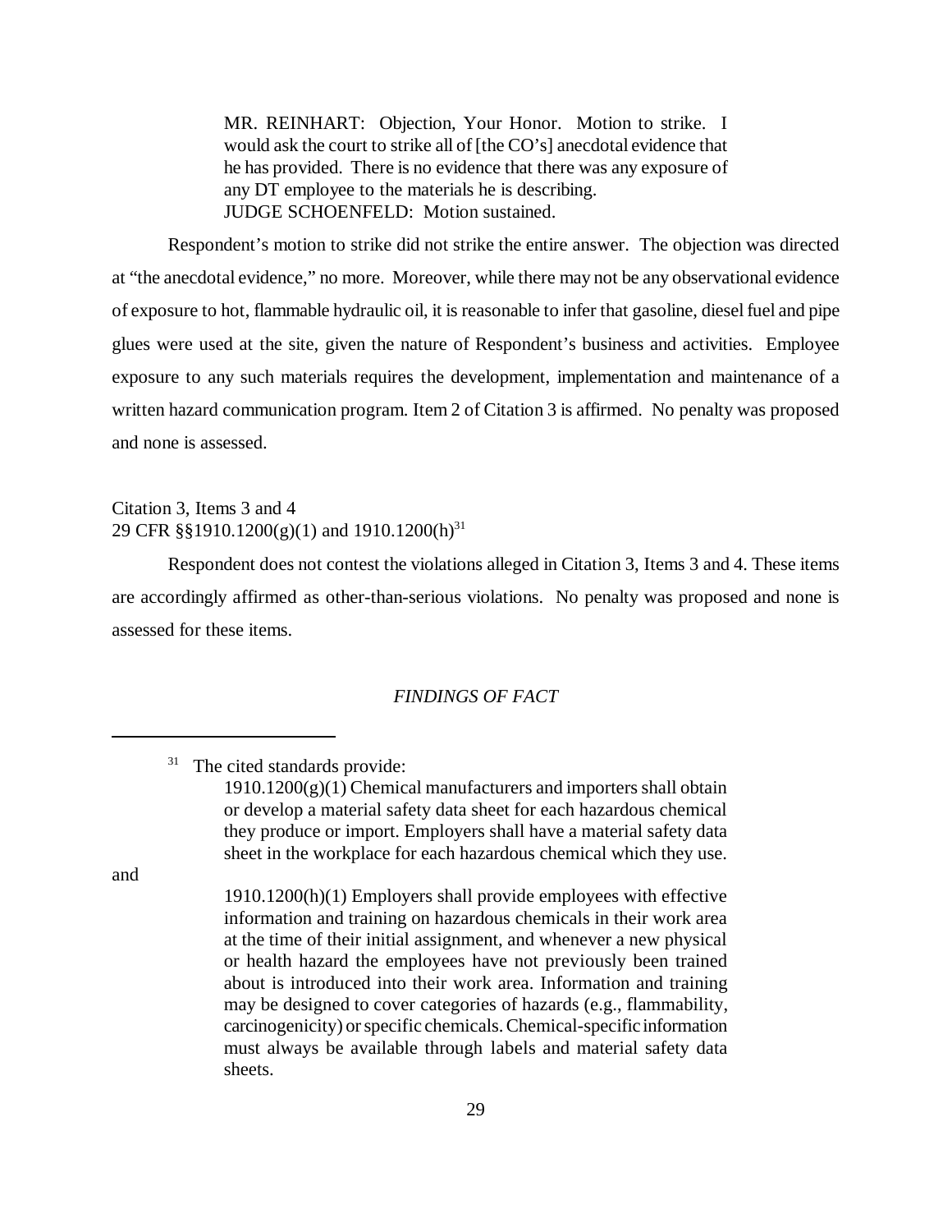> MR. REINHART: Objection, Your Honor. Motion to strike. I would ask the court to strike all of [the CO's] anecdotal evidence that he has provided. There is no evidence that there was any exposure of any DT employee to the materials he is describing.
> JUDGE SCHOENFELD: Motion sustained.

Respondent's motion to strike did not strike the entire answer. The objection was directed at "the anecdotal evidence," no more. Moreover, while there may not be any observational evidence of exposure to hot, flammable hydraulic oil, it is reasonable to infer that gasoline, diesel fuel and pipe glues were used at the site, given the nature of Respondent's business and activities. Employee exposure to any such materials requires the development, implementation and maintenance of a written hazard communication program. Item 2 of Citation 3 is affirmed. No penalty was proposed and none is assessed.

Citation 3, Items 3 and 4
29 CFR §§1910.1200(g)(1) and 1910.1200(h)[31]

Respondent does not contest the violations alleged in Citation 3, Items 3 and 4. These items are accordingly affirmed as other-than-serious violations. No penalty was proposed and none is assessed for these items.

*FINDINGS OF FACT*

---

[31] The cited standards provide:

> 1910.1200(g)(1) Chemical manufacturers and importers shall obtain or develop a material safety data sheet for each hazardous chemical they produce or import. Employers shall have a material safety data sheet in the workplace for each hazardous chemical which they use.

and

> 1910.1200(h)(1) Employers shall provide employees with effective information and training on hazardous chemicals in their work area at the time of their initial assignment, and whenever a new physical or health hazard the employees have not previously been trained about is introduced into their work area. Information and training may be designed to cover categories of hazards (e.g., flammability, carcinogenicity) or specific chemicals. Chemical-specific information must always be available through labels and material safety data sheets.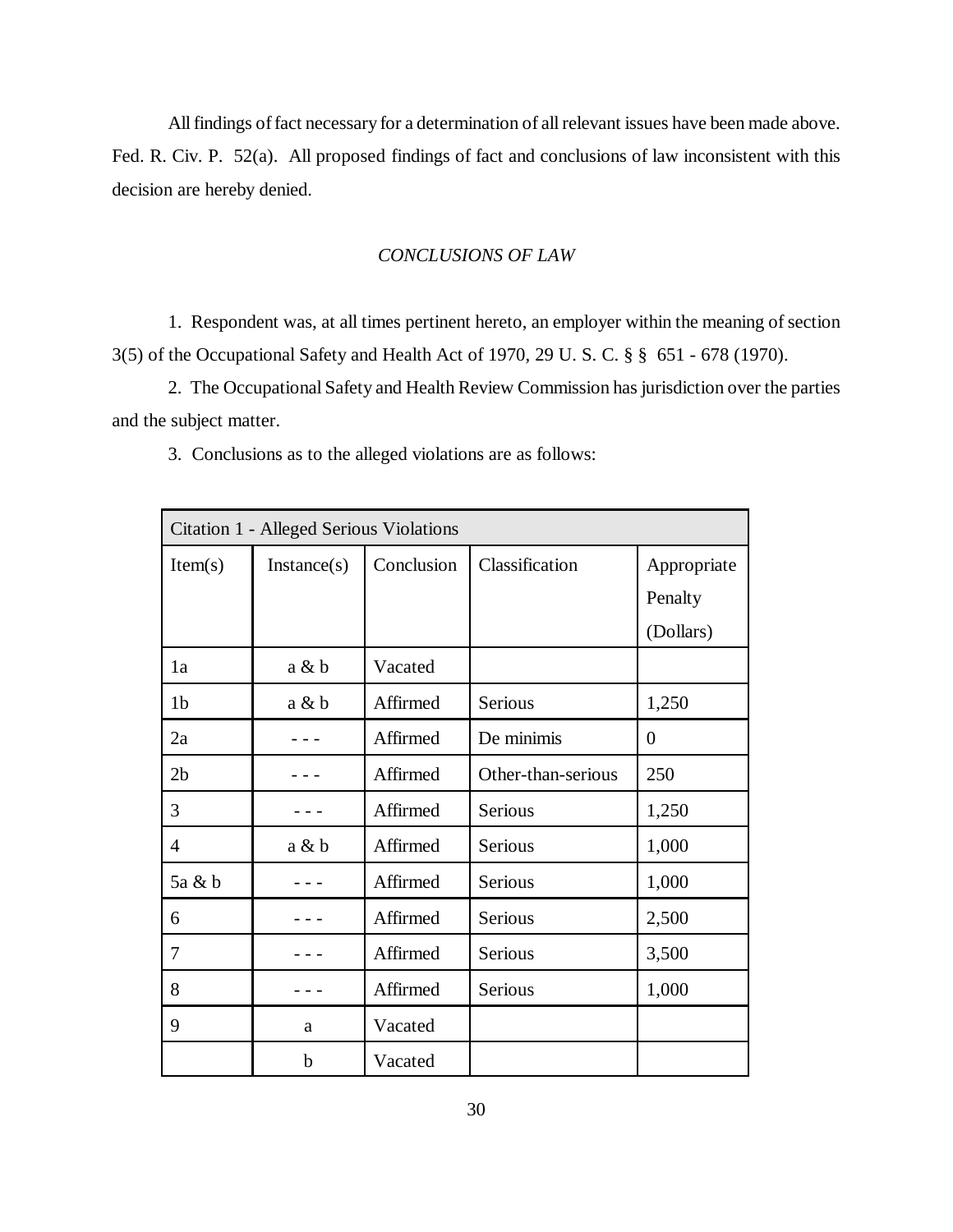All findings of fact necessary for a determination of all relevant issues have been made above. Fed. R. Civ. P. 52(a). All proposed findings of fact and conclusions of law inconsistent with this decision are hereby denied.

*CONCLUSIONS OF LAW*

1. Respondent was, at all times pertinent hereto, an employer within the meaning of section 3(5) of the Occupational Safety and Health Act of 1970, 29 U. S. C. § § 651 - 678 (1970).

2. The Occupational Safety and Health Review Commission has jurisdiction over the parties and the subject matter.

3. Conclusions as to the alleged violations are as follows:

| Citation 1 - Alleged Serious Violations | | | | |
|---|---|---|---|---|
| Item(s) | Instance(s) | Conclusion | Classification | Appropriate Penalty (Dollars) |
| 1a | a & b | Vacated | | |
| 1b | a & b | Affirmed | Serious | 1,250 |
| 2a | - - - | Affirmed | De minimis | 0 |
| 2b | - - - | Affirmed | Other-than-serious | 250 |
| 3 | - - - | Affirmed | Serious | 1,250 |
| 4 | a & b | Affirmed | Serious | 1,000 |
| 5a & b | - - - | Affirmed | Serious | 1,000 |
| 6 | - - - | Affirmed | Serious | 2,500 |
| 7 | - - - | Affirmed | Serious | 3,500 |
| 8 | - - - | Affirmed | Serious | 1,000 |
| 9 | a | Vacated | | |
| | b | Vacated | | |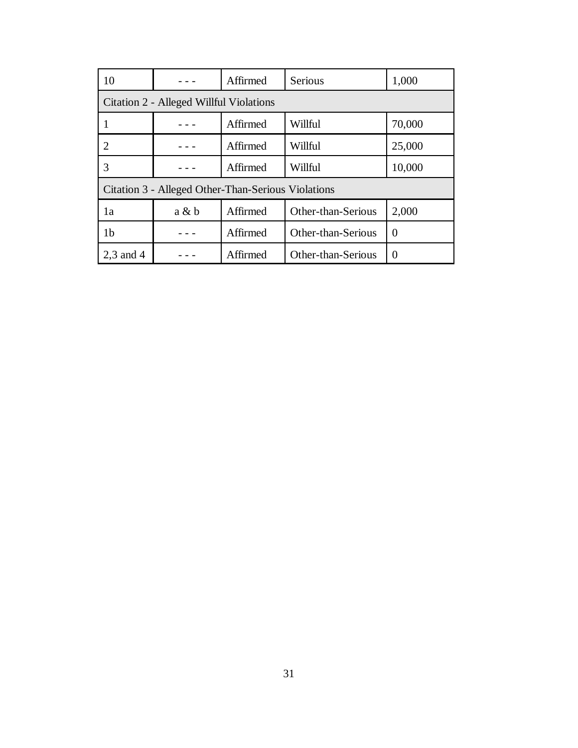| 10 | - - - | Affirmed | Serious | 1,000 |
|---|---|---|---|---|
| Citation 2 - Alleged Willful Violations | | | | |
| 1 | - - - | Affirmed | Willful | 70,000 |
| 2 | - - - | Affirmed | Willful | 25,000 |
| 3 | - - - | Affirmed | Willful | 10,000 |
| Citation 3 - Alleged Other-Than-Serious Violations | | | | |
| 1a | a & b | Affirmed | Other-than-Serious | 2,000 |
| 1b | - - - | Affirmed | Other-than-Serious | 0 |
| 2,3 and 4 | - - - | Affirmed | Other-than-Serious | 0 |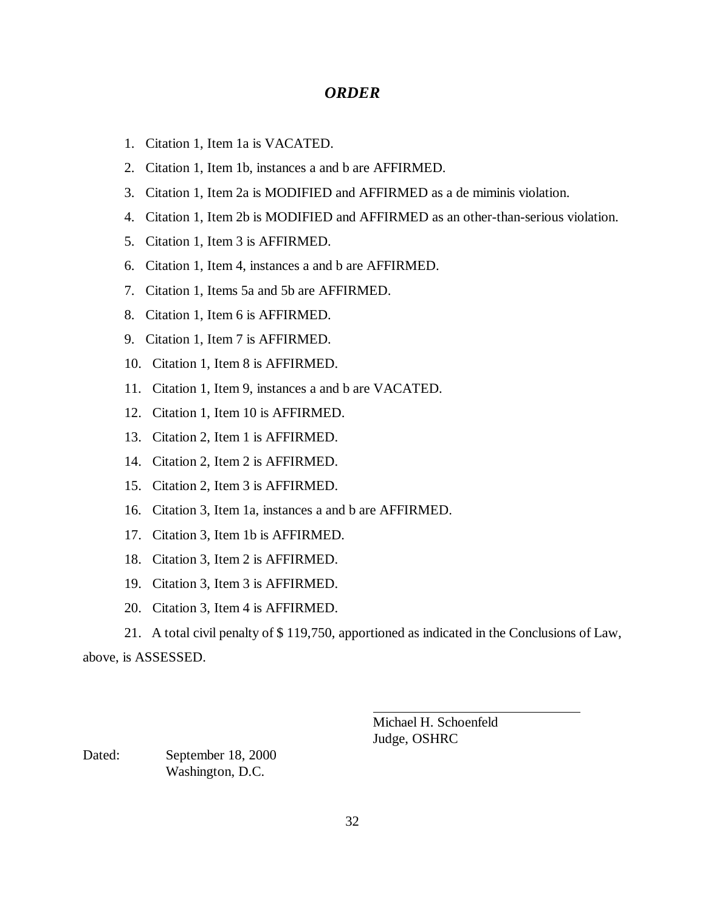## *ORDER*

1. Citation 1, Item 1a is VACATED.
2. Citation 1, Item 1b, instances a and b are AFFIRMED.
3. Citation 1, Item 2a is MODIFIED and AFFIRMED as a de miminis violation.
4. Citation 1, Item 2b is MODIFIED and AFFIRMED as an other-than-serious violation.
5. Citation 1, Item 3 is AFFIRMED.
6. Citation 1, Item 4, instances a and b are AFFIRMED.
7. Citation 1, Items 5a and 5b are AFFIRMED.
8. Citation 1, Item 6 is AFFIRMED.
9. Citation 1, Item 7 is AFFIRMED.
10. Citation 1, Item 8 is AFFIRMED.
11. Citation 1, Item 9, instances a and b are VACATED.
12. Citation 1, Item 10 is AFFIRMED.
13. Citation 2, Item 1 is AFFIRMED.
14. Citation 2, Item 2 is AFFIRMED.
15. Citation 2, Item 3 is AFFIRMED.
16. Citation 3, Item 1a, instances a and b are AFFIRMED.
17. Citation 3, Item 1b is AFFIRMED.
18. Citation 3, Item 2 is AFFIRMED.
19. Citation 3, Item 3 is AFFIRMED.
20. Citation 3, Item 4 is AFFIRMED.
21. A total civil penalty of $ 119,750, apportioned as indicated in the Conclusions of Law, above, is ASSESSED.

Michael H. Schoenfeld
Judge, OSHRC

Dated: September 18, 2000
Washington, D.C.